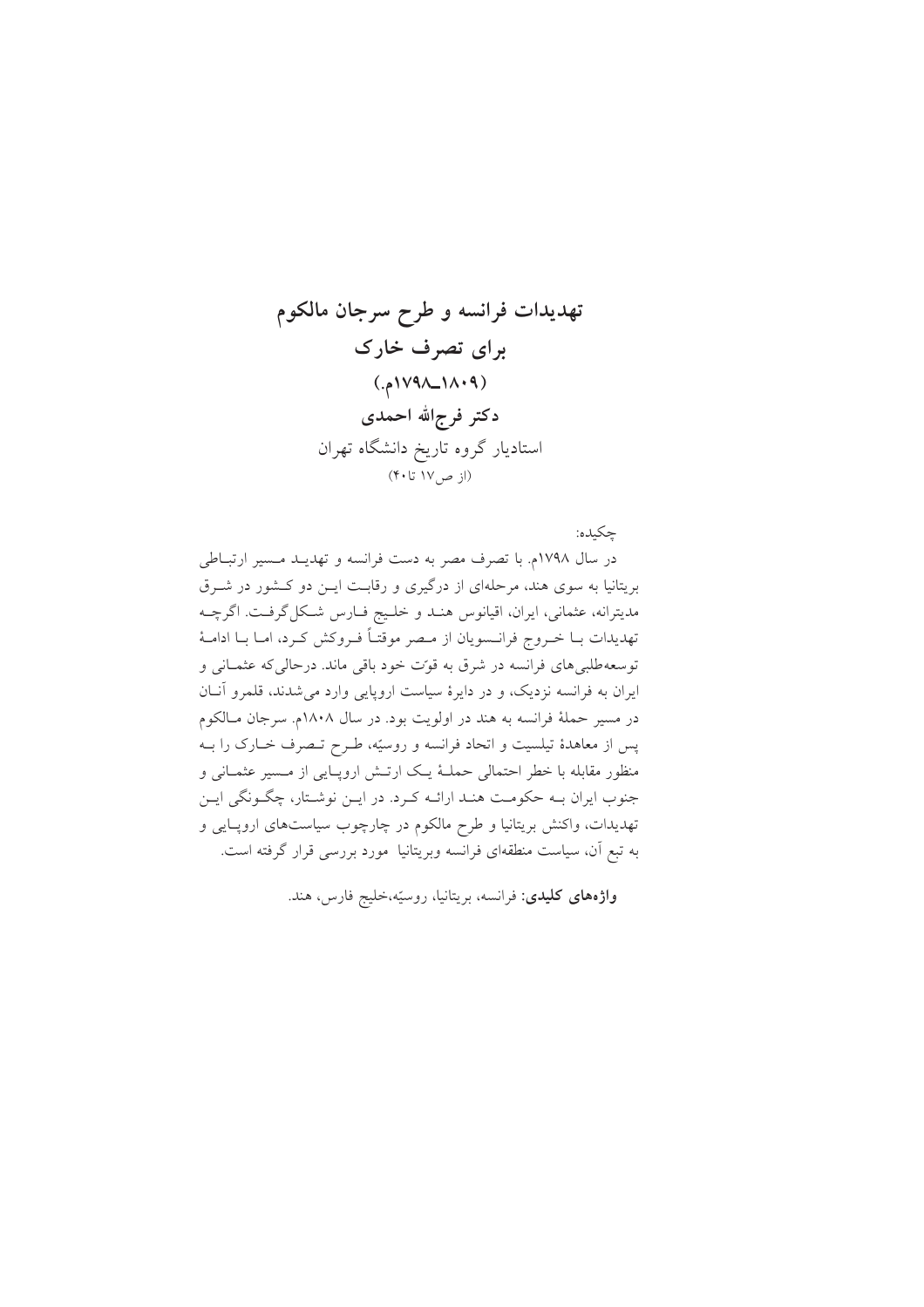# تهدیدات فرانسه و طرح سرجان مالکوم برای تصرف خارک

## (۱۸۰۹ـ۱۷۹۸م.)

**دکتر فرج‌الله احمدی**

استادیار گروه تاریخ دانشگاه تهران

(از ص۱۷ تا۴۰)

چکیده:

در سال ۱۷۹۸م. با تصرف مصر به دست فرانسه و تهدید مسیر ارتباطی بریتانیا به سوی هند، مرحله‌ای از درگیری و رقابت این دو کشور در شرق مدیترانه، عثمانی، ایران، اقیانوس هند و خلیج فارس شکل گرفت. اگرچه تهدیدات با خروج فرانسویان از مصر موقتاً فروکش کرد، اما با ادامهٔ توسعه‌طلبی‌های فرانسه در شرق به قوّت خود باقی ماند. درحالی‌که عثمانی و ایران به فرانسه نزدیک، و در دایرهٔ سیاست اروپایی وارد می‌شدند، قلمرو آنان در مسیر حملهٔ فرانسه به هند در اولویت بود. در سال ۱۸۰۸م. سرجان مالکوم پس از معاهدهٔ تیلسیت و اتحاد فرانسه و روسیّه، طرح تصرف خارک را به منظور مقابله با خطر احتمالی حملهٔ یک ارتش اروپایی از مسیر عثمانی و جنوب ایران به حکومت هند ارائه کرد. در این نوشتار، چگونگی این تهدیدات، واکنش بریتانیا و طرح مالکوم در چارچوب سیاست‌های اروپایی و به تبع آن، سیاست منطقه‌ای فرانسه وبریتانیا مورد بررسی قرار گرفته است.

**واژه‌های کلیدی:** فرانسه، بریتانیا، روسیّه،خلیج فارس، هند.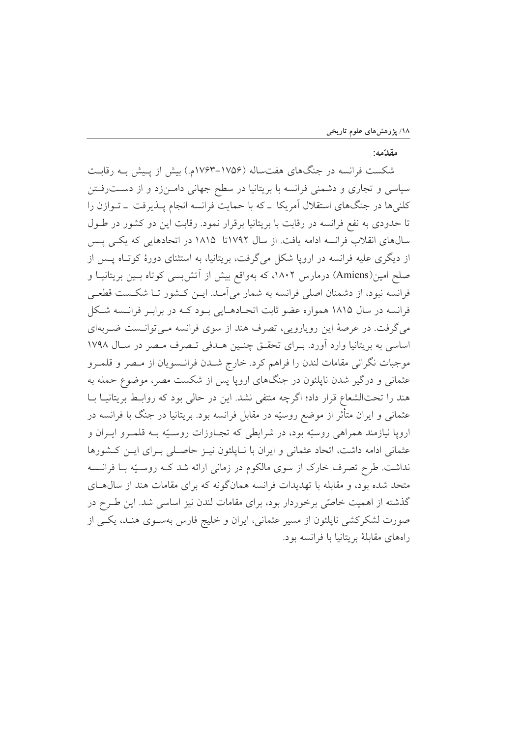**مقدّمه:**

شکست فرانسه در جنگ‌های هفت‌ساله (۱۷۵۶-۱۷۶۳م.) بیش از پیش بـه رقابـت سیاسی و تجاری و دشمنی فرانسه با بریتانیا در سطح جهانی دامـن‌زد و از دسـت‌رفـتن کلنی‌ها در جنگ‌های استقلال آمریکا ـ که با حمایت فرانسه انجام پـذیرفت ـ تـوازن را تا حدودی به نفع فرانسه در رقابت با بریتانیا برقرار نمود. رقابت این دو کشور در طـول سال‌های انقلاب فرانسه ادامه یافت. از سال ۱۷۹۲تا ۱۸۱۵ در اتحادهایی که یکـی پـس از دیگری علیه فرانسه در اروپا شکل می‌گرفت، بریتانیا، به استثنای دورهٔ کوتـاه پـس از صلح امین(Amiens) درمارس ۱۸۰۲، که به‌واقع بیش از آتش‌بسی کوتاه بـین بریتانیـا و فرانسه نبود، از دشمنان اصلی فرانسه به شمار می‌آمـد. ایـن کـشور تـا شکـست قطعـی فرانسه در سال ۱۸۱۵ همواره عضو ثابت اتحـادهـایی بـود کـه در برابـر فرانـسه شـکل می‌گرفت. در عرصهٔ این رویارویی، تصرف هند از سوی فرانسه مـی‌توانـست ضـربه‌ای اساسی به بریتانیا وارد آورد. بـرای تحقـق چنـین هـدفی تـصرف مـصر در سـال ۱۷۹۸ موجبات نگرانی مقامات لندن را فراهم کرد. خارج شـدن فرانـسویان از مـصر و قلمـرو عثمانی و درگیر شدن ناپلئون در جنگ‌های اروپا پس از شکست مصر، موضوع حمله به هند را تحت‌الشعاع قرار داد؛ اگرچه منتفی نشد. این در حالی بود که روابـط بریتانیـا بـا عثمانی و ایران متأثر از موضع روسیّه در مقابل فرانسه بود. بریتانیا در جنگ با فرانسه در اروپا نیازمند همراهی روسیّه بود، در شرایطی که تجـاوزات روسـیّه بـه قلمـرو ایـران و عثمانی ادامه داشت، اتحاد عثمانی و ایران با نـاپلئون نیـز حاصـلی بـرای ایـن کـشورها نداشت. طرح تصرف خارک از سوی مالکوم در زمانی ارائه شد کـه روسـیّه بـا فرانـسه متحد شده بود، و مقابله با تهدیدات فرانسه همان‌گونه که برای مقامات هند از سال‌هـای گذشته از اهمیت خاصّی برخوردار بود، برای مقامات لندن نیز اساسی شد. این طـرح در صورت لشکرکشی ناپلئون از مسیر عثمانی، ایران و خلیج فارس به‌سـوی هنـد، یکـی از راه‌های مقابلهٔ بریتانیا با فرانسه بود.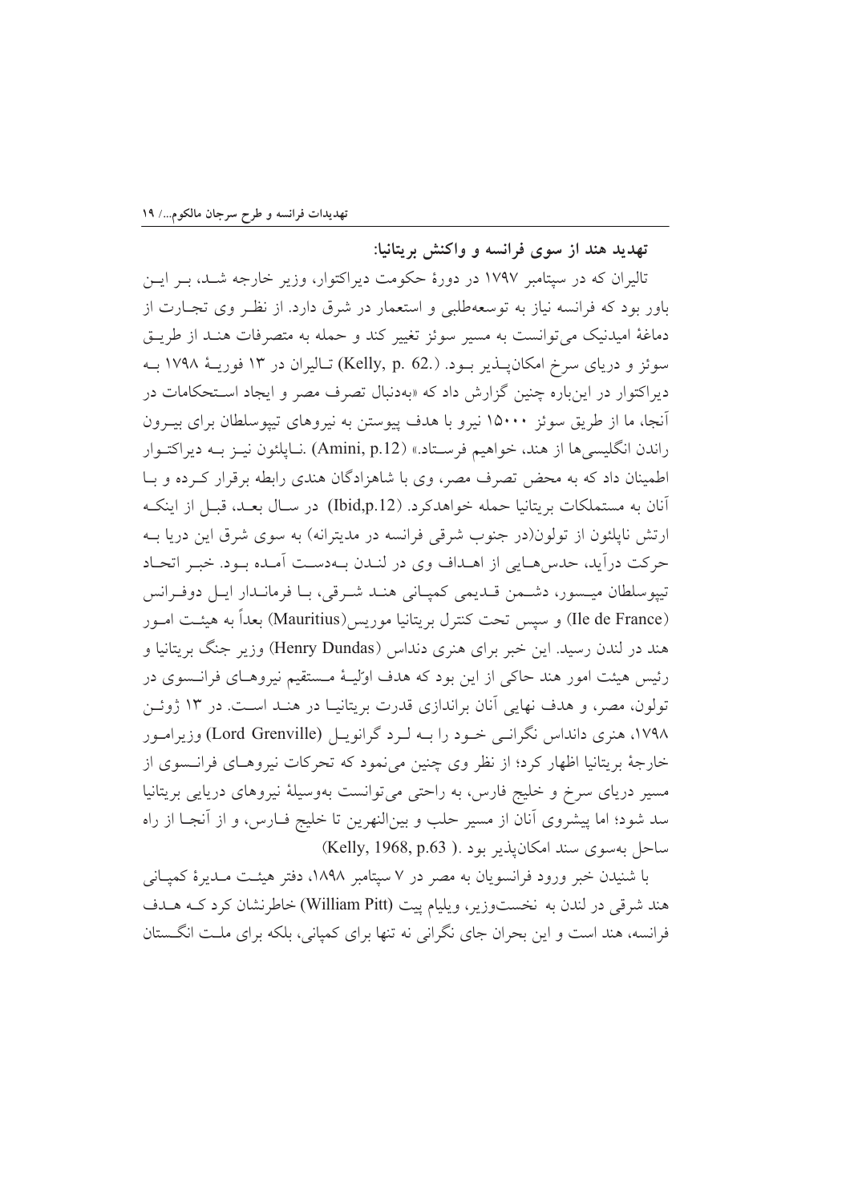## تهدید هند از سوی فرانسه و واکنش بریتانیا:

تالیران که در سپتامبر ۱۷۹۷ در دورهٔ حکومت دیراکتوار، وزیر خارجه شد، بر این باور بود که فرانسه نیاز به توسعه‌طلبی و استعمار در شرق دارد. از نظر وی تجارت از دماغهٔ امیدنیک می‌توانست به مسیر سوئز تغییر کند و حمله به متصرفات هند از طریق سوئز و دریای سرخ امکان‌پذیر بود. (Kelly, p. 62.) تالیران در ۱۳ فوریهٔ ۱۷۹۸ به دیراکتوار در این‌باره چنین گزارش داد که «به‌دنبال تصرف مصر و ایجاد استحکامات در آنجا، ما از طریق سوئز ۱۵۰۰۰ نیرو با هدف پیوستن به نیروهای تیپوسلطان برای بیرون راندن انگلیسی‌ها از هند، خواهیم فرستاد.» (Amini, p.12) .ناپلئون نیز به دیراکتوار اطمینان داد که به محض تصرف مصر، وی با شاهزادگان هندی رابطه برقرار کرده و با آنان به مستملکات بریتانیا حمله خواهدکرد. (Ibid,p.12) در سال بعد، قبل از اینکه ارتش ناپلئون از تولون(در جنوب شرقی فرانسه در مدیترانه) به سوی شرق این دریا به حرکت درآید، حدس‌هایی از اهداف وی در لندن به‌دست آمده بود. خبر اتحاد تیپوسلطان میسور، دشمن قدیمی کمپانی هند شرقی، با فرماندار ایل دوفرانس (Ile de France) و سپس تحت کنترل بریتانیا موریس(Mauritius) بعداً به هیئت امور هند در لندن رسید. این خبر برای هنری دنداس (Henry Dundas) وزیر جنگ بریتانیا و رئیس هیئت امور هند حاکی از این بود که هدف اوّلیهٔ مستقیم نیروهای فرانسوی در تولون، مصر، و هدف نهایی آنان براندازی قدرت بریتانیا در هند است. در ۱۳ ژوئن ۱۷۹۸، هنری دانداس نگرانی خود را به لرد گرانویل (Lord Grenville) وزیرامور خارجهٔ بریتانیا اظهار کرد؛ از نظر وی چنین می‌نمود که تحرکات نیروهای فرانسوی از مسیر دریای سرخ و خلیج فارس، به راحتی می‌توانست به‌وسیلهٔ نیروهای دریایی بریتانیا سد شود؛ اما پیشروی آنان از مسیر حلب و بین‌النهرین تا خلیج فارس، و از آنجا از راه ساحل به‌سوی سند امکان‌پذیر بود .( Kelly, 1968, p.63)

با شنیدن خبر ورود فرانسویان به مصر در ۷ سپتامبر ۱۸۹۸، دفتر هیئت مدیرهٔ کمپانی هند شرقی در لندن به نخست‌وزیر، ویلیام پیت (William Pitt) خاطرنشان کرد که هدف فرانسه، هند است و این بحران جای نگرانی نه تنها برای کمپانی، بلکه برای ملت انگستان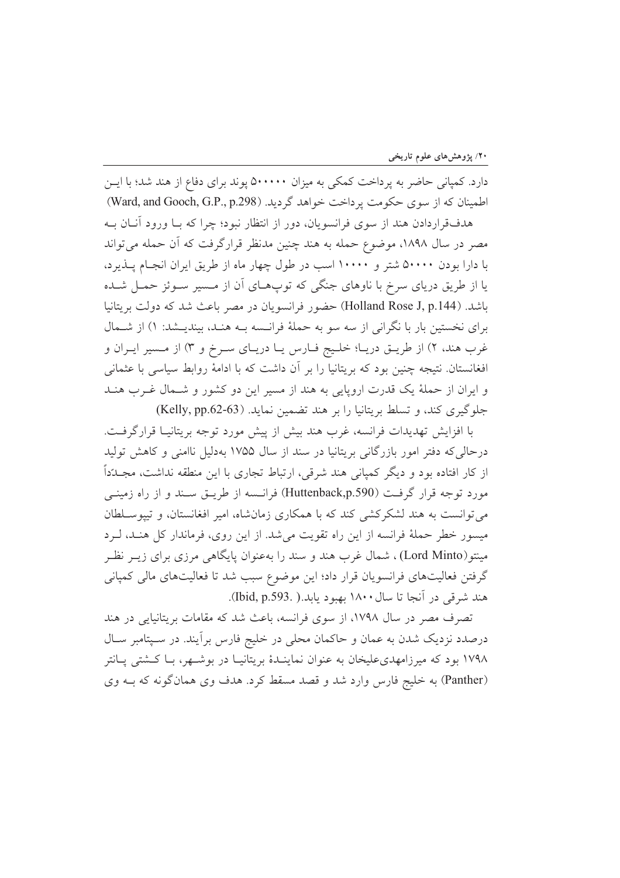دارد. کمپانی حاضر به پرداخت کمکی به میزان ۵۰۰۰۰۰ پوند برای دفاع از هند شد؛ با این اطمینان که از سوی حکومت پرداخت خواهد گردید. (Ward, and Gooch, G.P., p.298)

هدف‌قراردادن هند از سوی فرانسویان، دور از انتظار نبود؛ چرا که با ورود آنان به مصر در سال ۱۸۹۸، موضوع حمله به هند چنین مدنظر قرارگرفت که آن حمله می‌تواند با دارا بودن ۵۰۰۰۰ شتر و ۱۰۰۰۰ اسب در طول چهار ماه از طریق ایران انجام پذیرد، یا از طریق دریای سرخ با ناوهای جنگی که توپ‌های آن از مسیر سوئز حمل شده باشد. (Holland Rose J, p.144) حضور فرانسویان در مصر باعث شد که دولت بریتانیا برای نخستین بار با نگرانی از سه سو به حملهٔ فرانسه به هند، بیندیشد: ۱) از شمال غرب هند، ۲) از طریق دریا؛ خلیج فارس یا دریای سرخ و ۳) از مسیر ایران و افغانستان. نتیجه چنین بود که بریتانیا را بر آن داشت که با ادامهٔ روابط سیاسی با عثمانی و ایران از حملهٔ یک قدرت اروپایی به هند از مسیر این دو کشور و شمال غرب هند جلوگیری کند، و تسلط بریتانیا را بر هند تضمین نماید. (Kelly, pp.62-63)

با افزایش تهدیدات فرانسه، غرب هند بیش از پیش مورد توجه بریتانیا قرارگرفت. درحالی‌که دفتر امور بازرگانی بریتانیا در سند از سال ۱۷۵۵ به‌دلیل ناامنی و کاهش تولید از کار افتاده بود و دیگر کمپانی هند شرقی، ارتباط تجاری با این منطقه نداشت، مجدداً مورد توجه قرار گرفت (Huttenback,p.590) فرانسه از طریق سند و از راه زمینی می‌توانست به هند لشکرکشی کند که با همکاری زمان‌شاه، امیر افغانستان، و تیپوسلطان میسور خطر حملهٔ فرانسه از این راه تقویت می‌شد. از این روی، فرماندار کل هند، لرد مینتو(Lord Minto) ، شمال غرب هند و سند را به‌عنوان پایگاهی مرزی برای زیر نظر گرفتن فعالیت‌های فرانسویان قرار داد؛ این موضوع سبب شد تا فعالیت‌های مالی کمپانی هند شرقی در آنجا تا سال ۱۸۰۰ بهبود یابد.( .Ibid, p.593).

تصرف مصر در سال ۱۷۹۸، از سوی فرانسه، باعث شد که مقامات بریتانیایی در هند درصدد نزدیک شدن به عمان و حاکمان محلی در خلیج فارس برآیند. در سپتامبر سال ۱۷۹۸ بود که میرزامهدی‌علیخان به عنوان نمایندهٔ بریتانیا در بوشهر، با کشتی پانتر (Panther) به خلیج فارس وارد شد و قصد مسقط کرد. هدف وی همان‌گونه که به وی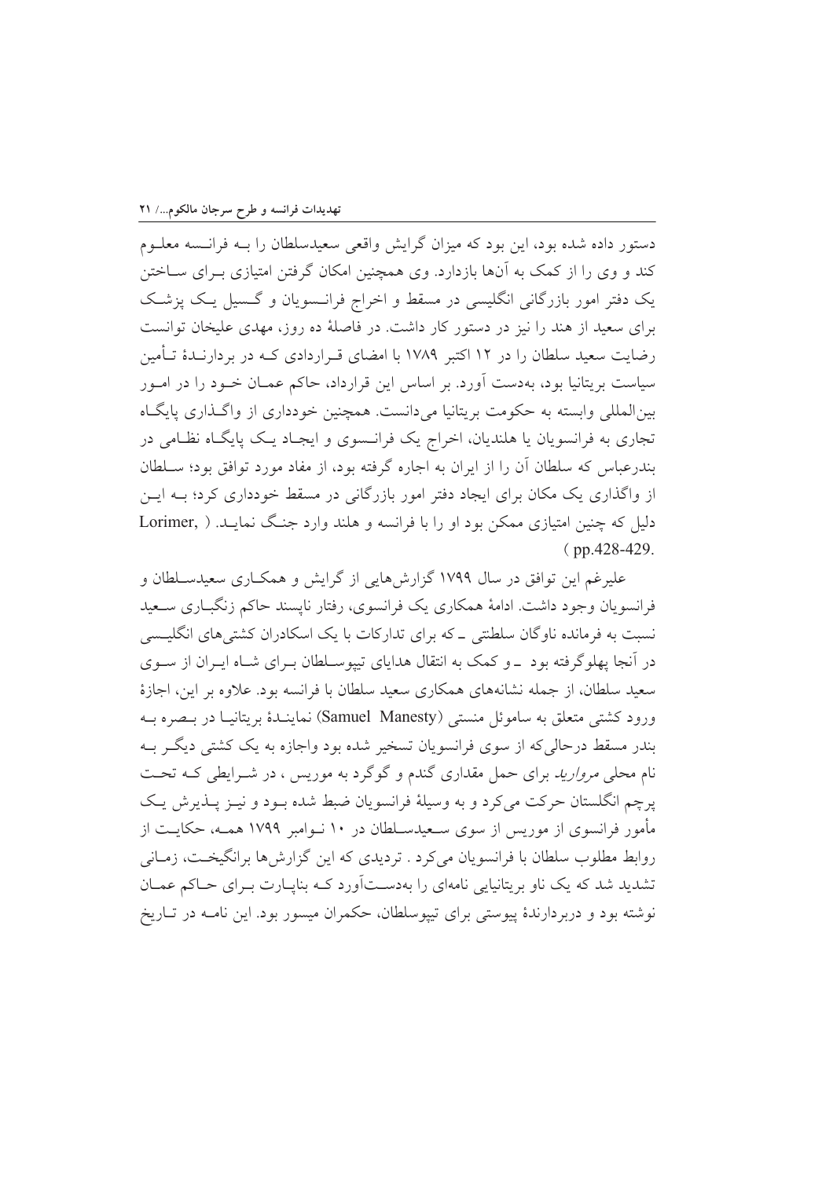دستور داده شده بود، این بود که میزان گرایش واقعی سعیدسلطان را بـه فرانسه معلـوم کند و وی را از کمک به آن‌ها بازدارد. وی همچنین امکان گرفتن امتیازی بـرای سـاختن یک دفتر امور بازرگانی انگلیسی در مسقط و اخراج فرانسویان و گسیل یـک پزشـک برای سعید از هند را نیز در دستور کار داشت. در فاصلهٔ ده روز، مهدی علیخان توانست رضایت سعید سلطان را در ۱۲ اکتبر ۱۷۸۹ با امضای قـراردادی کـه در بردارنـدهٔ تـأمین سیاست بریتانیا بود، به‌دست آورد. بر اساس این قرارداد، حاکم عمـان خـود را در امـور بین‌المللی وابسته به حکومت بریتانیا می‌دانست. همچنین خودداری از واگـذاری پایگـاه تجاری به فرانسویان یا هلندیان، اخراج یک فرانـسوی و ایجـاد یـک پایگـاه نظـامی در بندرعباس که سلطان آن را از ایران به اجاره گرفته بود، از مفاد مورد توافق بود؛ سـلطان از واگذاری یک مکان برای ایجاد دفتر امور بازرگانی در مسقط خودداری کرد؛ بـه ایـن دلیل که چنین امتیازی ممکن بود او را با فرانسه و هلند وارد جنـگ نمایـد. ( Lorimer, pp.428-429.)

علیرغم این توافق در سال ۱۷۹۹ گزارش‌هایی از گرایش و همکـاری سعیدسـلطان و فرانسویان وجود داشت. ادامهٔ همکاری یک فرانسوی، رفتار ناپسند حاکم زنگبـاری سـعید نسبت به فرمانده ناوگان سلطنتی ـ که برای تدارکات با یک اسکادران کشتی‌های انگلیـسی در آنجا پهلوگرفته بود ـ و کمک به انتقال هدایای تیپوسـلطان بـرای شـاه ایـران از سـوی سعید سلطان، از جمله نشانه‌های همکاری سعید سلطان با فرانسه بود. علاوه بر این، اجازهٔ ورود کشتی متعلق به ساموئل منستی (Samuel Manesty) نماینـدهٔ بریتانیـا در بـصره بـه بندر مسقط درحالی‌که از سوی فرانسویان تسخیر شده بود واجازه به یک کشتی دیگـر بـه نام محلی *مروارید* برای حمل مقداری گندم و گوگرد به موریس ، در شـرایطی کـه تحـت پرچم انگلستان حرکت می‌کرد و به وسیلهٔ فرانسویان ضبط شده بـود و نیـز پـذیرش یـک مأمور فرانسوی از موریس از سوی سـعیدسـلطان در ۱۰ نـوامبر ۱۷۹۹ همـه، حکایـت از روابط مطلوب سلطان با فرانسویان می‌کرد . تردیدی که این گزارش‌ها برانگیخـت، زمـانی تشدید شد که یک ناو بریتانیایی نامه‌ای را به‌دسـت‌آورد کـه بناپـارت بـرای حـاکم عمـان نوشته بود و دربردارندهٔ پیوستی برای تیپوسلطان، حکمران میسور بود. این نامـه در تـاریخ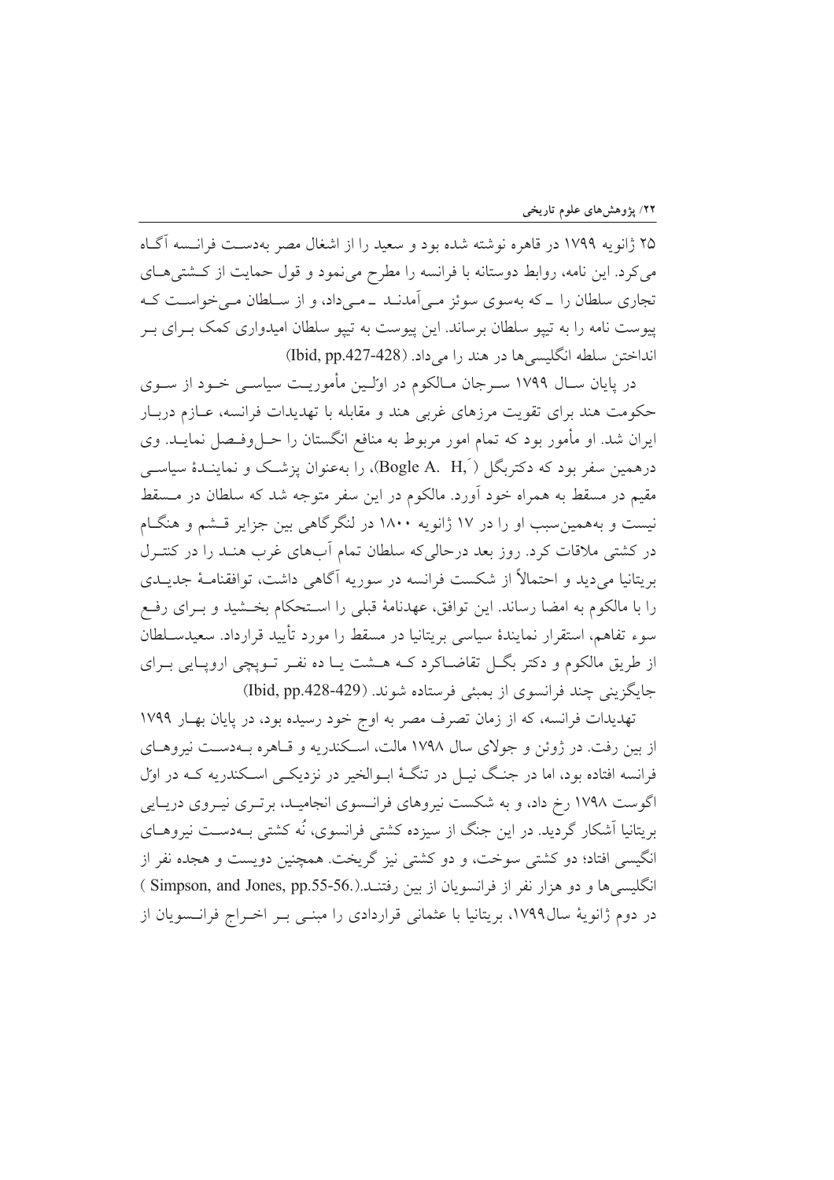۲۵ ژانویه ۱۷۹۹ در قاهره نوشته شده بود و سعید را از اشغال مصر به‌دست فرانسه آگاه می‌کرد. این نامه، روابط دوستانه با فرانسه را مطرح می‌نمود و قول حمایت از کشتی‌های تجاری سلطان را ـ که به‌سوی سوئز می‌آمدند ـ می‌داد، و از سلطان می‌خواست که پیوست نامه را به تیپو سلطان برساند. این پیوست به تیپو سلطان امیدواری کمک برای بر انداختن سلطه انگلیسی‌ها در هند را می‌داد. (Ibid, pp.427-428)

در پایان سال ۱۷۹۹ سرجان مالکوم در اوّلین مأموریت سیاسی خود از سوی حکومت هند برای تقویت مرزهای غربی هند و مقابله با تهدیدات فرانسه، عازم دربار ایران شد. او مأمور بود که تمام امور مربوط به منافع انگلستان را حل‌وفصل نماید. وی درهمین سفر بود که دکتربگل (Bogle A. H,)، را به‌عنوان پزشک و نمایندۀ سیاسی مقیم در مسقط به همراه خود آورد. مالکوم در این سفر متوجه شد که سلطان در مسقط نیست و به‌همین‌سبب او را در ۱۷ ژانویه ۱۸۰۰ در لنگرگاهی بین جزایر قشم و هنگام در کشتی ملاقات کرد. روز بعد درحالی‌که سلطان تمام آب‌های غرب هند را در کنترل بریتانیا می‌دید و احتمالاً از شکست فرانسه در سوریه آگاهی داشت، توافقنامۀ جدیدی را با مالکوم به امضا رساند. این توافق، عهدنامۀ قبلی را استحکام بخشید و برای رفع سوء تفاهم، استقرار نمایندۀ سیاسی بریتانیا در مسقط را مورد تأیید قرارداد. سعیدسلطان از طریق مالکوم و دکتر بگل تقاضاکرد که هشت یا ده نفر توپچی اروپایی برای جایگزینی چند فرانسوی از بمبئی فرستاده شوند. (Ibid, pp.428-429)

تهدیدات فرانسه، که از زمان تصرف مصر به اوج خود رسیده بود، در پایان بهار ۱۷۹۹ از بین رفت. در ژوئن و جولای سال ۱۷۹۸ مالت، اسکندریه و قاهره به‌دست نیروهای فرانسه افتاده بود، اما در جنگ نیل در تنگۀ ابوالخیر در نزدیکی اسکندریه که در اوّل اگوست ۱۷۹۸ رخ داد، و به شکست نیروهای فرانسوی انجامید، برتری نیروی دریایی بریتانیا آشکار گردید. در این جنگ از سیزده کشتی فرانسوی، نُه کشتی به‌دست نیروهای انگیسی افتاد؛ دو کشتی سوخت، و دو کشتی نیز گریخت. همچنین دویست و هجده نفر از انگلیسی‌ها و دو هزار نفر از فرانسویان از بین رفتند.(Simpson, and Jones, pp.55-56.)

در دوم ژانویۀ سال۱۷۹۹، بریتانیا با عثمانی قراردادی را مبنی بر اخراج فرانسویان از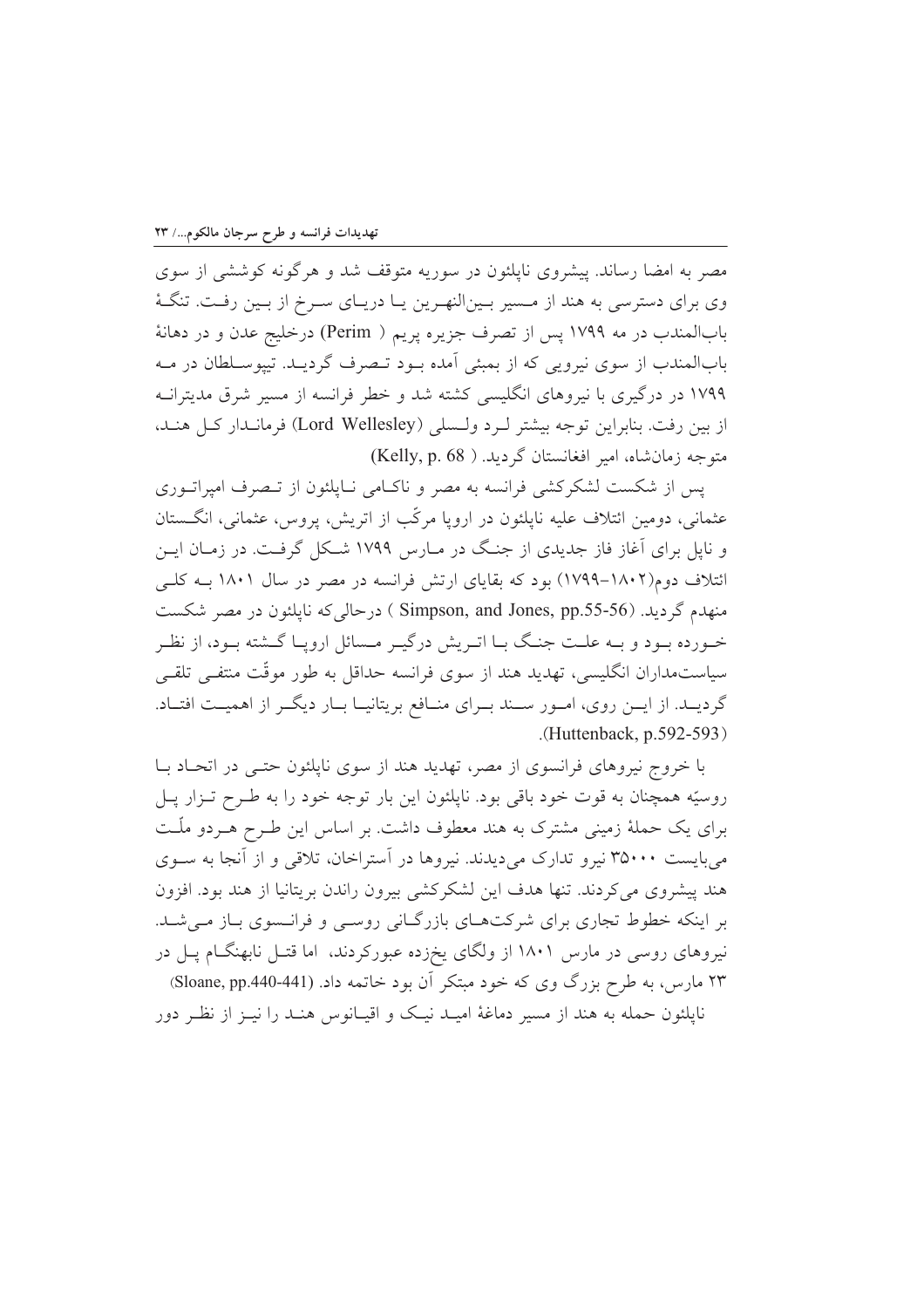مصر به امضا رساند. پیشروی ناپلئون در سوریه متوقف شد و هرگونه کوششی از سوی وی برای دسترسی به هند از مسیر بین‌النهرین یا دریای سرخ از بین رفت. تنگهٔ باب‌المندب در مه ۱۷۹۹ پس از تصرف جزیره پریم ( Perim) درخلیج عدن و در دهانهٔ باب‌المندب از سوی نیرویی که از بمبئی آمده بود تصرف گردید. تیپوسلطان در مه ۱۷۹۹ در درگیری با نیروهای انگلیسی کشته شد و خطر فرانسه از مسیر شرق مدیترانه از بین رفت. بنابراین توجه بیشتر لرد ولسلی (Lord Wellesley) فرماندار کل هند، متوجه زمانشاه، امیر افغانستان گردید. ( Kelly, p. 68)

پس از شکست لشکرکشی فرانسه به مصر و ناکامی ناپلئون از تصرف امپراتوری عثمانی، دومین ائتلاف علیه ناپلئون در اروپا مرکّب از اتریش، پروس، عثمانی، انگستان و ناپل برای آغاز فاز جدیدی از جنگ در مارس ۱۷۹۹ شکل گرفت. در زمان این ائتلاف دوم(۱۸۰۲-۱۷۹۹) بود که بقایای ارتش فرانسه در مصر در سال ۱۸۰۱ به کلی منهدم گردید. (Simpson, and Jones, pp.55-56 ) درحالی‌که ناپلئون در مصر شکست خورده بود و به علت جنگ با اتریش درگیر مسائل اروپا گشته بود، از نظر سیاستمداران انگلیسی، تهدید هند از سوی فرانسه حداقل به طور موقّت منتفی تلقی گردید. از این روی، امور سند برای منافع بریتانیا بار دیگر از اهمیت افتاد. (Huttenback, p.592-593).

با خروج نیروهای فرانسوی از مصر، تهدید هند از سوی ناپلئون حتی در اتحاد با روسیّه همچنان به قوت خود باقی بود. ناپلئون این بار توجه خود را به طرح تزار پل برای یک حملهٔ زمینی مشترک به هند معطوف داشت. بر اساس این طرح هردو ملّت می‌بایست ۳۵۰۰۰ نیرو تدارک می‌دیدند. نیروها در آستراخان، تلاقی و از آنجا به سوی هند پیشروی می‌کردند. تنها هدف این لشکرکشی بیرون راندن بریتانیا از هند بود. افزون بر اینکه خطوط تجاری برای شرکت‌های بازرگانی روسی و فرانسوی باز می‌شد. نیروهای روسی در مارس ۱۸۰۱ از ولگای یخزده عبورکردند، اما قتل نابهنگام پل در ۲۳ مارس، به طرح بزرگ وی که خود مبتکر آن بود خاتمه داد. (Sloane, pp.440-441)

ناپلئون حمله به هند از مسیر دماغهٔ امید نیک و اقیانوس هند را نیز از نظر دور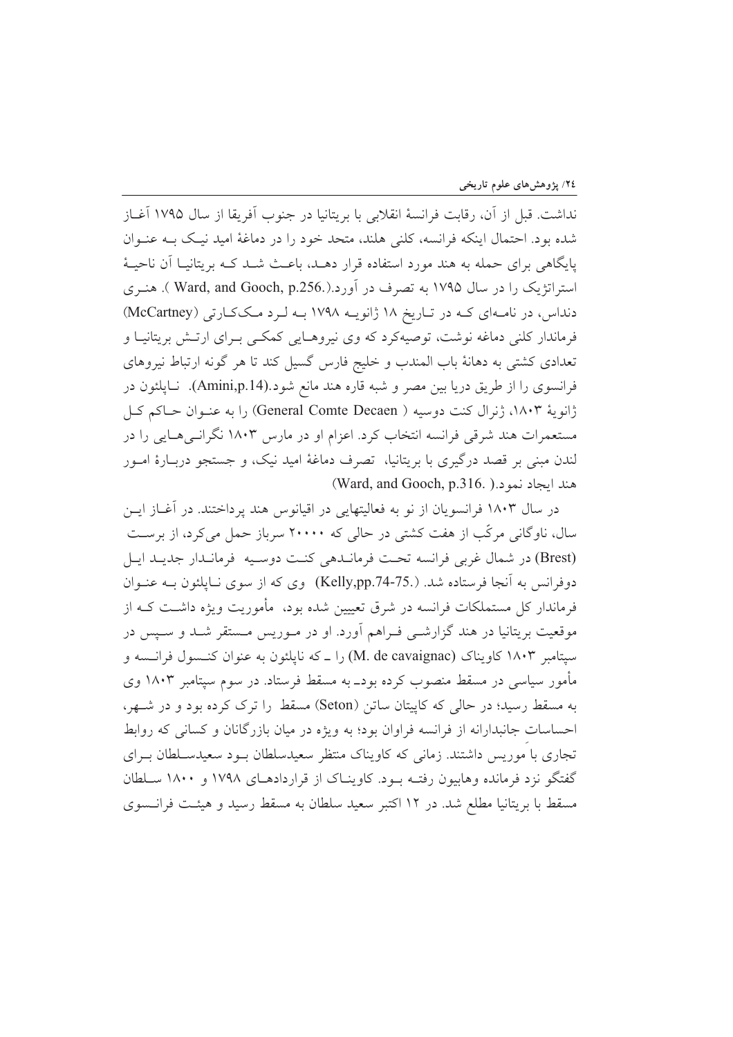نداشت. قبل از آن، رقابت فرانسهٔ انقلابی با بریتانیا در جنوب آفریقا از سال ۱۷۹۵ آغاز شده بود. احتمال اینکه فرانسه، کلنی هلند، متحد خود را در دماغهٔ امید نیک به عنوان پایگاهی برای حمله به هند مورد استفاده قرار دهد، باعث شد که بریتانیا آن ناحیهٔ استراتژیک را در سال ۱۷۹۵ به تصرف در آورد.(Ward, and Gooch, p.256. ). هنری دنداس، در نامه‌ای که در تاریخ ۱۸ ژانویه ۱۷۹۸ به لرد مک‌کارتی (McCartney) فرماندار کلنی دماغه نوشت، توصیه‌کرد که وی نیروهایی کمکی برای ارتش بریتانیا و تعدادی کشتی به دهانهٔ باب المندب و خلیج فارس گسیل کند تا هر گونه ارتباط نیروهای فرانسوی را از طریق دریا بین مصر و شبه قاره هند مانع شود.(Amini,p.14). ناپلئون در ژانویهٔ ۱۸۰۳، ژنرال کنت دوسیه ( General Comte Decaen) را به عنوان حاکم کل مستعمرات هند شرقی فرانسه انتخاب کرد. اعزام او در مارس ۱۸۰۳ نگرانی‌هایی را در لندن مبنی بر قصد درگیری با بریتانیا، تصرف دماغهٔ امید نیک، و جستجو دربارهٔ امور هند ایجاد نمود.( .Ward, and Gooch, p.316)

در سال ۱۸۰۳ فرانسویان از نو به فعالیتهایی در اقیانوس هند پرداختند. در آغاز این سال، ناوگانی مرکّب از هفت کشتی در حالی که ۲۰۰۰۰ سرباز حمل می‌کرد، از برست (Brest) در شمال غربی فرانسه تحت فرماندهی کنت دوسیه فرماندار جدید ایل دوفرانس به آنجا فرستاده شد. (.Kelly,pp.74-75) وی که از سوی ناپلئون به عنوان فرماندار کل مستملکات فرانسه در شرق تعیین شده بود، مأموریت ویژه داشت که از موقعیت بریتانیا در هند گزارشی فراهم آورد. او در موریس مستقر شد و سپس در سپتامبر ۱۸۰۳ کاویناک (M. de cavaignac) را ـ که ناپلئون به عنوان کنسول فرانسه و مأمور سیاسی در مسقط منصوب کرده بود ـ به مسقط فرستاد. در سوم سپتامبر ۱۸۰۳ وی به مسقط رسید؛ در حالی که کاپیتان ساتن (Seton) مسقط را ترک کرده بود و در شهر، احساسات جانبدارانه از فرانسه فراوان بود؛ به ویژه در میان بازرگانان و کسانی که روابط تجاری با موریس داشتند. زمانی که کاویناک منتظر سعیدسلطان بود سعیدسلطان برای گفتگو نزد فرمانده وهابیون رفته بود. کاویناک از قراردادهای ۱۷۹۸ و ۱۸۰۰ سلطان مسقط با بریتانیا مطلع شد. در ۱۲ اکتبر سعید سلطان به مسقط رسید و هیئت فرانسوی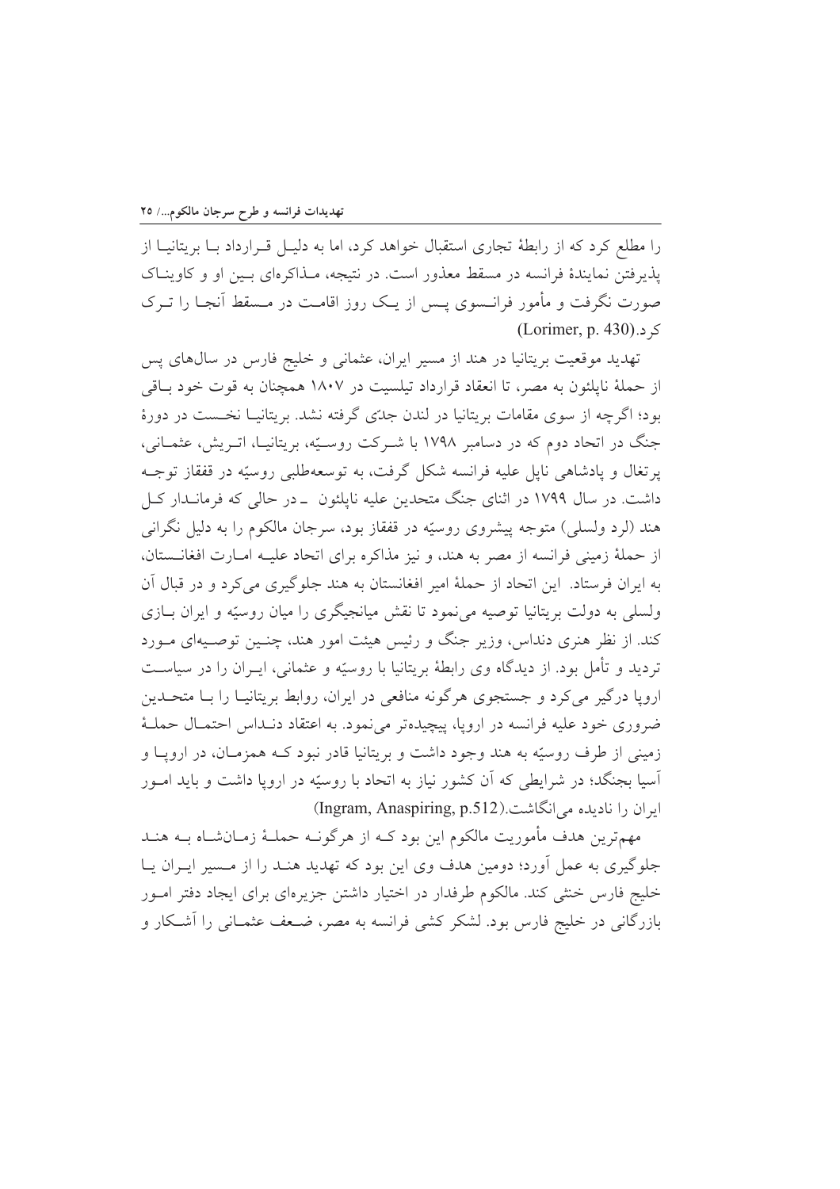را مطلع کرد که از رابطهٔ تجاری استقبال خواهد کرد، اما به دلیل قرارداد با بریتانیا از پذیرفتن نمایندهٔ فرانسه در مسقط معذور است. در نتیجه، مذاکره‌ای بین او و کاویناک صورت نگرفت و مأمور فرانسوی پس از یک روز اقامت در مسقط آنجا را ترک کرد.(Lorimer, p. 430)

تهدید موقعیت بریتانیا در هند از مسیر ایران، عثمانی و خلیج فارس در سال‌های پس از حملهٔ ناپلئون به مصر، تا انعقاد قرارداد تیلسیت در ۱۸۰۷ همچنان به قوت خود باقی بود؛ اگرچه از سوی مقامات بریتانیا در لندن جدّی گرفته نشد. بریتانیا نخست در دورهٔ جنگ در اتحاد دوم که در دسامبر ۱۷۹۸ با شرکت روسیّه، بریتانیا، اتریش، عثمانی، پرتغال و پادشاهی ناپل علیه فرانسه شکل گرفت، به توسعه‌طلبی روسیّه در قفقاز توجه داشت. در سال ۱۷۹۹ در اثنای جنگ متحدین علیه ناپلئون ـ در حالی که فرمانـدار کل هند (لرد ولسلی) متوجه پیشروی روسیّه در قفقاز بود، سرجان مالکوم را به دلیل نگرانی از حملهٔ زمینی فرانسه از مصر به هند، و نیز مذاکره برای اتحاد علیه امارت افغانستان، به ایران فرستاد. این اتحاد از حملهٔ امیر افغانستان به هند جلوگیری می‌کرد و در قبال آن ولسلی به دولت بریتانیا توصیه می‌نمود تا نقش میانجیگری را میان روسیّه و ایران بازی کند. از نظر هنری دنداس، وزیر جنگ و رئیس هیئت امور هند، چنین توصیه‌ای مورد تردید و تأمل بود. از دیدگاه وی رابطهٔ بریتانیا با روسیّه و عثمانی، ایران را در سیاست اروپا درگیر می‌کرد و جستجوی هرگونه منافعی در ایران، روابط بریتانیا را با متحدین ضروری خود علیه فرانسه در اروپا، پیچیده‌تر می‌نمود. به اعتقاد دنداس احتمال حملهٔ زمینی از طرف روسیّه به هند وجود داشت و بریتانیا قادر نبود که همزمان، در اروپا و آسیا بجنگد؛ در شرایطی که آن کشور نیاز به اتحاد با روسیّه در اروپا داشت و باید امور ایران را نادیده می‌انگاشت.(Ingram, Anaspiring, p.512)

مهم‌ترین هدف مأموریت مالکوم این بود که از هرگونه حملهٔ زمان‌شاه به هند جلوگیری به عمل آورد؛ دومین هدف وی این بود که تهدید هند را از مسیر ایران یا خلیج فارس خنثی کند. مالکوم طرفدار در اختیار داشتن جزیره‌ای برای ایجاد دفتر امور بازرگانی در خلیج فارس بود. لشکر کشی فرانسه به مصر، ضعف عثمانی را آشکار و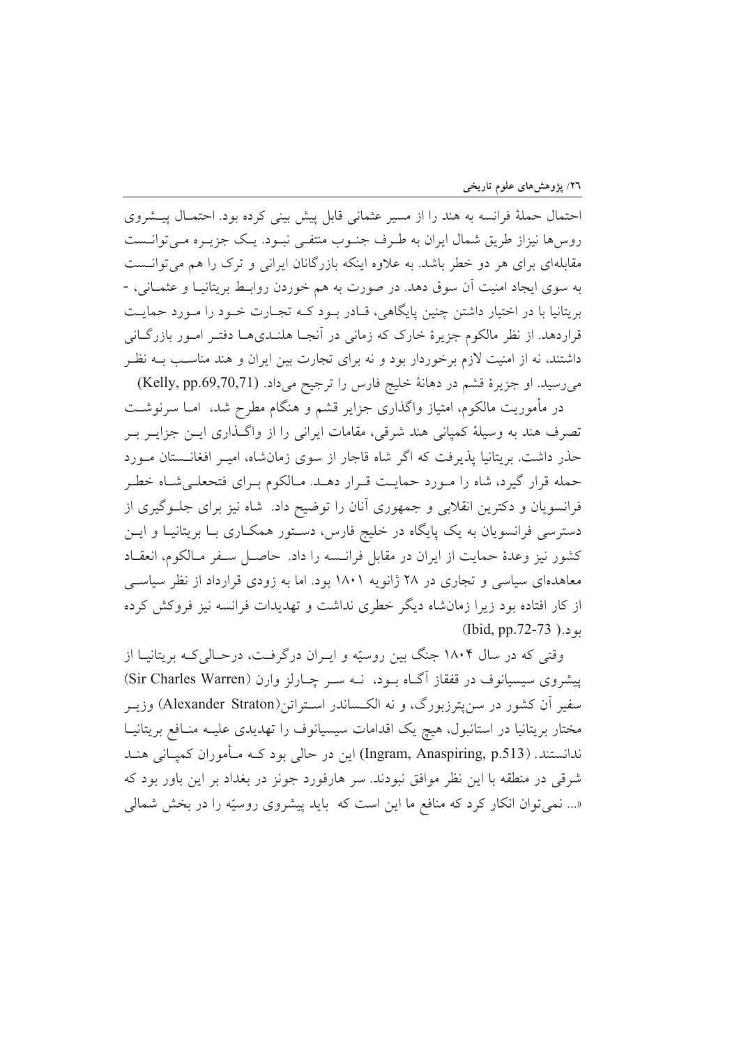احتمال حملهٔ فرانسه به هند را از مسیر عثمانی قابل پیش بینی کرده بود. احتمال پیشروی روس‌ها نیزاز طریق شمال ایران به طرف جنوب منتفی نبود. یک جزیره می‌توانست مقابله‌ای برای هر دو خطر باشد. به علاوه اینکه بازرگانان ایرانی و ترک را هم می‌توانست به سوی ایجاد امنیت آن سوق دهد. در صورت به هم خوردن روابط بریتانیا و عثمانی، - بریتانیا با در اختیار داشتن چنین پایگاهی، قادر بود که تجارت خود را مورد حمایت قراردهد. از نظر مالکوم جزیرهٔ خارک که زمانی در آنجا هلندی‌ها دفتر امور بازرگانی داشتند، نه از امنیت لازم برخوردار بود و نه برای تجارت بین ایران و هند مناسب به نظر می‌رسید. او جزیرهٔ قشم در دهانهٔ خلیج فارس را ترجیح می‌داد. (Kelly, pp.69,70,71)

در مأموریت مالکوم، امتیاز واگذاری جزایر قشم و هنگام مطرح شد، اما سرنوشت تصرف هند به وسیلهٔ کمپانی هند شرقی، مقامات ایرانی را از واگذاری این جزایر بر حذر داشت. بریتانیا پذیرفت که اگر شاه قاجار از سوی زمانشاه، امیر افغانستان مورد حمله قرار گیرد، شاه را مورد حمایت قرار دهد. مالکوم برای فتحعلی‌شاه خطر فرانسویان و دکترین انقلابی و جمهوری آنان را توضیح داد. شاه نیز برای جلوگیری از دسترسی فرانسویان به یک پایگاه در خلیج فارس، دستور همکاری با بریتانیا و این کشور نیز وعدهٔ حمایت از ایران در مقابل فرانسه را داد. حاصل سفر مالکوم، انعقاد معاهده‌ای سیاسی و تجاری در ۲۸ ژانویه ۱۸۰۱ بود. اما به زودی قرارداد از نظر سیاسی از کار افتاده بود زیرا زمانشاه دیگر خطری نداشت و تهدیدات فرانسه نیز فروکش کرده بود. (Ibid, pp.72-73)

وقتی که در سال ۱۸۰۴ جنگ بین روسیّه و ایران درگرفت، درحالی‌که بریتانیا از پیشروی سیسیانوف در قفقاز آگاه بود، نه سر چارلز وارن (Sir Charles Warren) سفیر آن کشور در سن‌پترزبورگ، و نه الکساندر استراتن(Alexander Straton) وزیر مختار بریتانیا در استانبول، هیچ یک اقدامات سیسیانوف را تهدیدی علیه منافع بریتانیا ندانستند. (Ingram, Anaspiring, p.513) این در حالی بود که مأموران کمپانی هند شرقی در منطقه با این نظر موافق نبودند. سر هارفورد جونز در بغداد بر این باور بود که «... نمی‌توان انکار کرد که منافع ما این است که باید پیشروی روسیّه را در بخش شمالی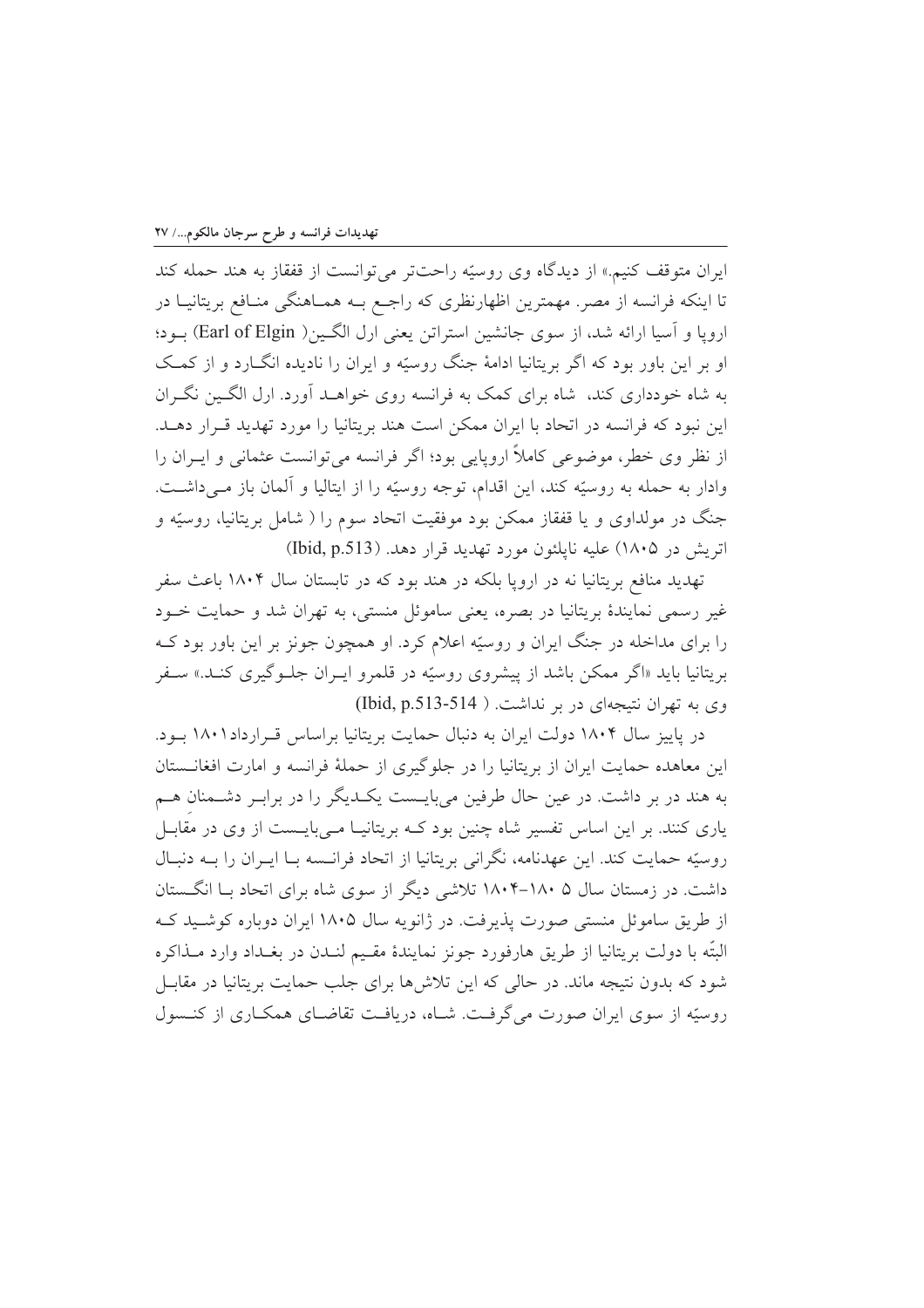ایران متوقف کنیم.» از دیدگاه وی روسیّه راحت‌تر می‌توانست از قفقاز به هند حمله کند تا اینکه فرانسه از مصر. مهمترین اظهارنظری که راجع به هماهنگی منافع بریتانیا در اروپا و آسیا ارائه شد، از سوی جانشین استراتن یعنی ارل الگین( Earl of Elgin) بود؛ او بر این باور بود که اگر بریتانیا ادامهٔ جنگ روسیّه و ایران را نادیده انگارد و از کمک به شاه خودداری کند، شاه برای کمک به فرانسه روی خواهد آورد. ارل الگین نگران این نبود که فرانسه در اتحاد با ایران ممکن است هند بریتانیا را مورد تهدید قرار دهد. از نظر وی خطر، موضوعی کاملاً اروپایی بود؛ اگر فرانسه می‌توانست عثمانی و ایران را وادار به حمله به روسیّه کند، این اقدام، توجه روسیّه را از ایتالیا و آلمان باز می‌داشت. جنگ در مولداوی و یا قفقاز ممکن بود موفقیت اتحاد سوم را ( شامل بریتانیا، روسیّه و اتریش در ۱۸۰۵) علیه ناپلئون مورد تهدید قرار دهد. (Ibid, p.513)

تهدید منافع بریتانیا نه در اروپا بلکه در هند بود که در تابستان سال ۱۸۰۴ باعث سفر غیر رسمی نمایندهٔ بریتانیا در بصره، یعنی ساموئل منستی، به تهران شد و حمایت خود را برای مداخله در جنگ ایران و روسیّه اعلام کرد. او همچون جونز بر این باور بود که بریتانیا باید «اگر ممکن باشد از پیشروی روسیّه در قلمرو ایران جلوگیری کند.» سفر وی به تهران نتیجه‌ای در بر نداشت. ( Ibid, p.513-514)

در پاییز سال ۱۸۰۴ دولت ایران به دنبال حمایت بریتانیا براساس قرارداد ۱۸۰۱ بود. این معاهده حمایت ایران از بریتانیا را در جلوگیری از حملهٔ فرانسه و امارت افغانستان به هند در بر داشت. در عین حال طرفین می‌بایست یکدیگر را در برابر دشمنان هم یاری کنند. بر این اساس تفسیر شاه چنین بود که بریتانیا می‌بایست از وی در مقابل روسیّه حمایت کند. این عهدنامه، نگرانی بریتانیا از اتحاد فرانسه با ایران را به دنبال داشت. در زمستان سال ۵ ۱۸۰-۱۸۰۴ تلاشی دیگر از سوی شاه برای اتحاد با انگستان از طریق ساموئل منستی صورت پذیرفت. در ژانویه سال ۱۸۰۵ ایران دوباره کوشید که البتّه با دولت بریتانیا از طریق هارفورد جونز نمایندهٔ مقیم لندن در بغداد وارد مذاکره شود که بدون نتیجه ماند. در حالی که این تلاش‌ها برای جلب حمایت بریتانیا در مقابل روسیّه از سوی ایران صورت می‌گرفت. شاه، دریافت تقاضای همکاری از کنسول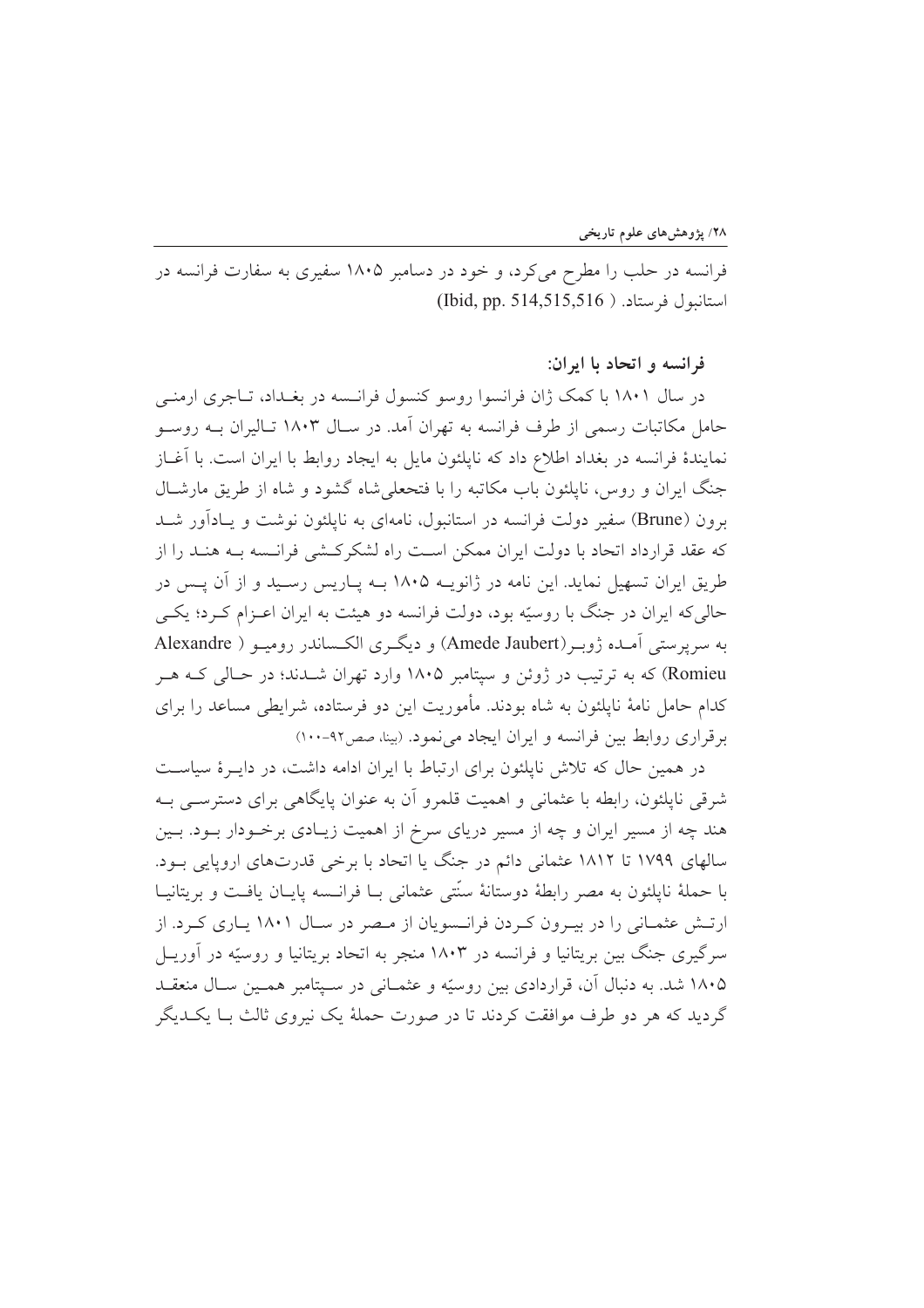فرانسه در حلب را مطرح می‌کرد، و خود در دسامبر ۱۸۰۵ سفیری به سفارت فرانسه در استانبول فرستاد. (Ibid, pp. 514,515,516)

### فرانسه و اتحاد با ایران:

در سال ۱۸۰۱ با کمک ژان فرانسوا روسو کنسول فرانسه در بغداد، تاجری ارمنی حامل مکاتبات رسمی از طرف فرانسه به تهران آمد. در سال ۱۸۰۳ تالیران به روسو نمایندهٔ فرانسه در بغداد اطلاع داد که ناپلئون مایل به ایجاد روابط با ایران است. با آغاز جنگ ایران و روس، ناپلئون باب مکاتبه را با فتحعلی‌شاه گشود و شاه از طریق مارشال برون (Brune) سفیر دولت فرانسه در استانبول، نامه‌ای به ناپلئون نوشت و یادآور شد که عقد قرارداد اتحاد با دولت ایران ممکن است راه لشکرکشی فرانسه به هند را از طریق ایران تسهیل نماید. این نامه در ژانویه ۱۸۰۵ به پاریس رسید و از آن پس در حالی‌که ایران در جنگ با روسیّه بود، دولت فرانسه دو هیئت به ایران اعزام کرد؛ یکی به سرپرستی آمده ژوبر(Amede Jaubert) و دیگری الکساندر رومیو ( Alexandre Romieu) که به ترتیب در ژوئن و سپتامبر ۱۸۰۵ وارد تهران شدند؛ در حالی که هر کدام حامل نامهٔ ناپلئون به شاه بودند. مأموریت این دو فرستاده، شرایطی مساعد را برای برقراری روابط بین فرانسه و ایران ایجاد می‌نمود. (بینا، صص۹۲-۱۰۰)

در همین حال که تلاش ناپلئون برای ارتباط با ایران ادامه داشت، در دایرهٔ سیاست شرقی ناپلئون، رابطه با عثمانی و اهمیت قلمرو آن به عنوان پایگاهی برای دسترسی به هند چه از مسیر ایران و چه از مسیر دریای سرخ از اهمیت زیادی برخوردار بود. بین سالهای ۱۷۹۹ تا ۱۸۱۲ عثمانی دائم در جنگ یا اتحاد با برخی قدرت‌های اروپایی بود. با حملهٔ ناپلئون به مصر رابطهٔ دوستانهٔ سنّتی عثمانی با فرانسه پایان یافت و بریتانیا ارتش عثمانی را در بیرون کردن فرانسویان از مصر در سال ۱۸۰۱ یاری کرد. از سرگیری جنگ بین بریتانیا و فرانسه در ۱۸۰۳ منجر به اتحاد بریتانیا و روسیّه در آوریل ۱۸۰۵ شد. به دنبال آن، قراردادی بین روسیّه و عثمانی در سپتامبر همین سال منعقد گردید که هر دو طرف موافقت کردند تا در صورت حملهٔ یک نیروی ثالث با یکدیگر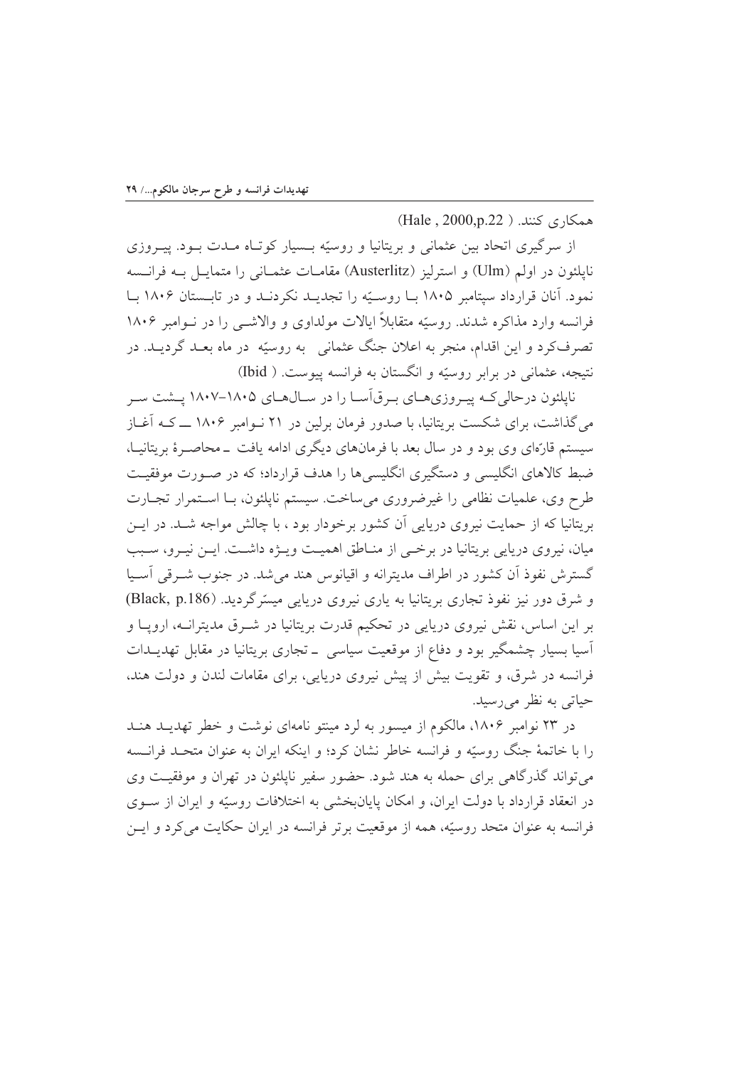همکاری کنند. ( Hale , 2000,p.22)

از سرگیری اتحاد بین عثمانی و بریتانیا و روسیّه بسیار کوتاه مدت بود. پیروزی ناپلئون در اولم (Ulm) و استرلیز (Austerlitz) مقامات عثمانی را متمایل به فرانسه نمود. آنان قرارداد سپتامبر ۱۸۰۵ با روسیّه را تجدید نکردند و در تابستان ۱۸۰۶ با فرانسه وارد مذاکره شدند. روسیّه متقابلاً ایالات مولداوی و والاشی را در نوامبر ۱۸۰۶ تصرف‌کرد و این اقدام، منجر به اعلان جنگ عثمانی به روسیّه در ماه بعد گردید. در نتیجه، عثمانی در برابر روسیّه و انگستان به فرانسه پیوست. ( Ibid)

ناپلئون درحالی‌که پیروزی‌های برق‌آسا را در سال‌های ۱۸۰۵-۱۸۰۷ پشت سر می‌گذاشت، برای شکست بریتانیا، با صدور فرمان برلین در ۲۱ نوامبر ۱۸۰۶ ــ که آغاز سیستم قارّه‌ای وی بود و در سال بعد با فرمان‌های دیگری ادامه یافت ـ محاصرۀ بریتانیا، ضبط کالاهای انگلیسی و دستگیری انگلیسی‌ها را هدف قرارداد؛ که در صورت موفقیت طرح وی، علمیات نظامی را غیرضروری می‌ساخت. سیستم ناپلئون، با استمرار تجارت بریتانیا که از حمایت نیروی دریایی آن کشور برخودار بود ، با چالش مواجه شد. در این میان، نیروی دریایی بریتانیا در برخی از مناطق اهمیت ویژه داشت. این نیرو، سبب گسترش نفوذ آن کشور در اطراف مدیترانه و اقیانوس هند می‌شد. در جنوب شرقی آسیا و شرق دور نیز نفوذ تجاری بریتانیا به یاری نیروی دریایی میسّرگردید. (Black, p.186)
بر این اساس، نقش نیروی دریایی در تحکیم قدرت بریتانیا در شرق مدیترانه، اروپا و آسیا بسیار چشمگیر بود و دفاع از موقعیت سیاسی ـ تجاری بریتانیا در مقابل تهدیدات فرانسه در شرق، و تقویت بیش از پیش نیروی دریایی، برای مقامات لندن و دولت هند، حیاتی به نظر می‌رسید.

در ۲۳ نوامبر ۱۸۰۶، مالکوم از میسور به لرد مینتو نامه‌ای نوشت و خطر تهدید هند را با خاتمۀ جنگ روسیّه و فرانسه خاطر نشان کرد؛ و اینکه ایران به عنوان متحد فرانسه می‌تواند گذرگاهی برای حمله به هند شود. حضور سفیر ناپلئون در تهران و موفقیت وی در انعقاد قرارداد با دولت ایران، و امکان پایان‌بخشی به اختلافات روسیّه و ایران از سوی فرانسه به عنوان متحد روسیّه، همه از موقعیت برتر فرانسه در ایران حکایت می‌کرد و این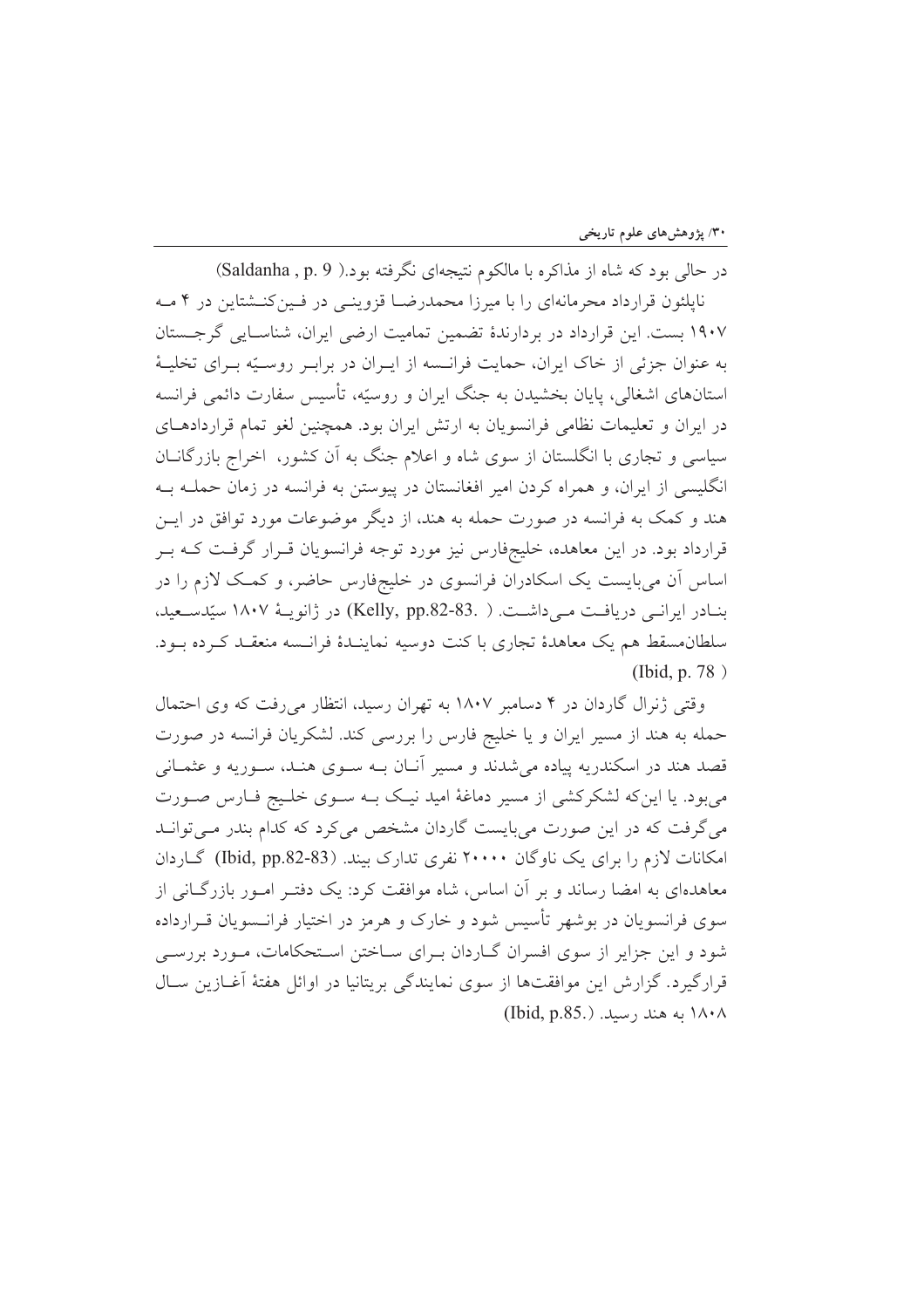در حالی بود که شاه از مذاکره با مالکوم نتیجه‌ای نگرفته بود.( Saldanha , p. 9)

ناپلئون قرارداد محرمانه‌ای را با میرزا محمدرضا قزوینی در فین‌کنشتاین در ۴ مه ۱۹۰۷ بست. این قرارداد در بردارندهٔ تضمین تمامیت ارضی ایران، شناسایی گرجستان به عنوان جزئی از خاک ایران، حمایت فرانسه از ایران در برابر روسیّه برای تخلیهٔ استان‌های اشغالی، پایان بخشیدن به جنگ ایران و روسیّه، تأسیس سفارت دائمی فرانسه در ایران و تعلیمات نظامی فرانسویان به ارتش ایران بود. همچنین لغو تمام قراردادهای سیاسی و تجاری با انگلستان از سوی شاه و اعلام جنگ به آن کشور، اخراج بازرگانان انگلیسی از ایران، و همراه کردن امیر افغانستان در پیوستن به فرانسه در زمان حمله به هند و کمک به فرانسه در صورت حمله به هند، از دیگر موضوعات مورد توافق در این قرارداد بود. در این معاهده، خلیج‌فارس نیز مورد توجه فرانسویان قرار گرفت که بر اساس آن می‌بایست یک اسکادران فرانسوی در خلیج‌فارس حاضر، و کمک لازم را در بنادر ایرانی دریافت می‌داشت. ( .Kelly, pp.82-83) در ژانویهٔ ۱۸۰۷ سیّدسعید، سلطان‌مسقط هم یک معاهدهٔ تجاری با کنت دوسیه نمایندهٔ فرانسه منعقد کرده بود. (Ibid, p. 78 )

وقتی ژنرال گاردان در ۴ دسامبر ۱۸۰۷ به تهران رسید، انتظار می‌رفت که وی احتمال حمله به هند از مسیر ایران و یا خلیج فارس را بررسی کند. لشکریان فرانسه در صورت قصد هند در اسکندریه پیاده می‌شدند و مسیر آنان به سوی هند، سوریه و عثمانی می‌بود. یا این‌که لشکرکشی از مسیر دماغهٔ امید نیک به سوی خلیج فارس صورت می‌گرفت که در این صورت می‌بایست گاردان مشخص می‌کرد که کدام بندر می‌تواند امکانات لازم را برای یک ناوگان ۲۰۰۰۰ نفری تدارک بیند. (Ibid, pp.82-83) گاردان معاهده‌ای به امضا رساند و بر آن اساس، شاه موافقت کرد: یک دفتر امور بازرگانی از سوی فرانسویان در بوشهر تأسیس شود و خارک و هرمز در اختیار فرانسویان قرارداده شود و این جزایر از سوی افسران گاردان برای ساختن استحکامات، مورد بررسی قرارگیرد. گزارش این موافقت‌ها از سوی نمایندگی بریتانیا در اوائل هفتهٔ آغازین سال ۱۸۰۸ به هند رسید. (.Ibid, p.85)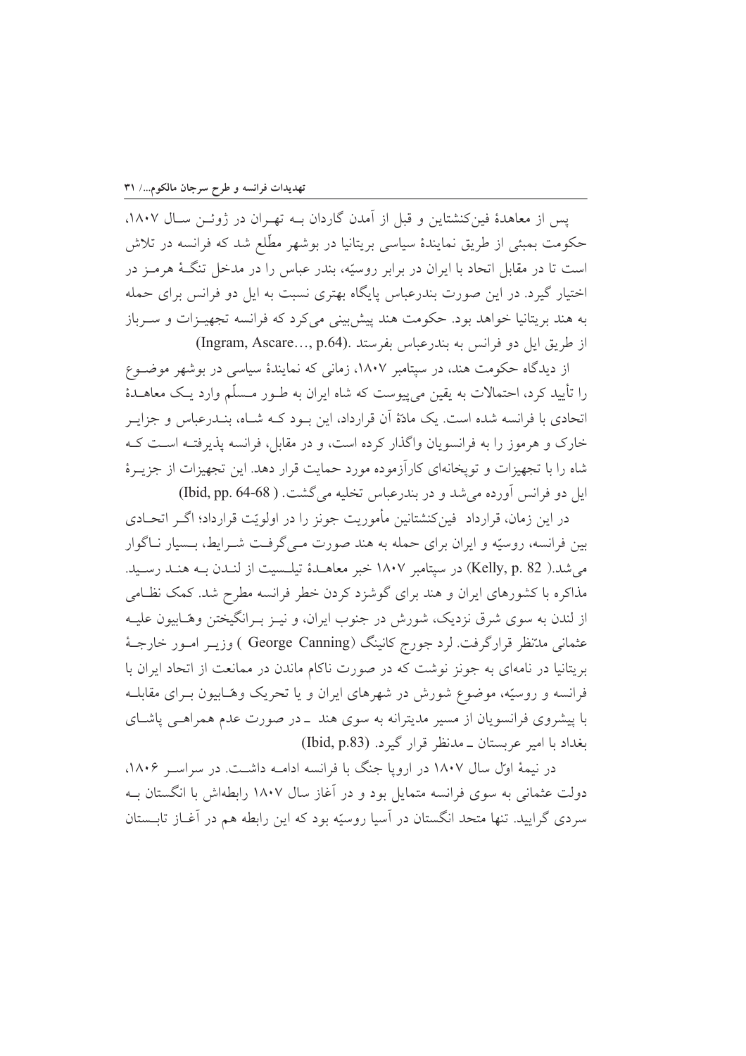پس از معاهدهٔ فین‌کنشتاین و قبل از آمدن گاردان بــه تهـران در ژوئـن سـال ۱۸۰۷، حکومت بمبئی از طریق نمایندهٔ سیاسی بریتانیا در بوشهر مطّلع شد که فرانسه در تلاش است تا در مقابل اتحاد با ایران در برابر روسیّه، بندر عباس را در مدخل تنگـهٔ هرمـز در اختیار گیرد. در این صورت بندرعباس پایگاه بهتری نسبت به ایل دو فرانس برای حمله به هند بریتانیا خواهد بود. حکومت هند پیش‌بینی می‌کرد که فرانسه تجهیـزات و سـرباز از طریق ایل دو فرانس به بندرعباس بفرستد. (Ingram, Ascare…, p.64)

از دیدگاه حکومت هند، در سپتامبر ۱۸۰۷، زمانی که نمایندهٔ سیاسی در بوشهر موضـوع را تأیید کرد، احتمالات به یقین می‌پیوست که شاه ایران به طـور مـسلّم وارد یـک معاهـدهٔ اتحادی با فرانسه شده است. یک مادهٔ آن قرارداد، این بـود کـه شـاه، بنـدرعباس و جزایـر خارک و هرموز را به فرانسویان واگذار کرده است، و در مقابل، فرانسه پذیرفتـه اسـت کـه شاه را با تجهیزات و توپخانه‌ای کارآزموده مورد حمایت قرار دهد. این تجهیزات از جزیـرهٔ ایل دو فرانس آورده می‌شد و در بندرعباس تخلیه می‌گشت. ( Ibid, pp. 64-68)

در این زمان، قرارداد فین‌کنشتانین مأموریت جونز را در اولویّت قرارداد؛ اگـر اتحـادی بین فرانسه، روسیّه و ایران برای حمله به هند صورت مـی‌گرفـت شـرایط، بـسیار نـاگوار می‌شد.( Kelly, p. 82) در سپتامبر ۱۸۰۷ خبر معاهـدهٔ تیلـسیت از لنـدن بـه هنـد رسـید. مذاکره با کشورهای ایران و هند برای گوشزد کردن خطر فرانسه مطرح شد. کمک نظـامی از لندن به سوی شرق نزدیک، شورش در جنوب ایران، و نیـز بـرانگیختن وهّـابیون علیـه عثمانی مدّنظر قرارگرفت. لرد جورج کانینگ (George Canning ) وزیـر امـور خارجـهٔ بریتانیا در نامه‌ای به جونز نوشت که در صورت ناکام ماندن در ممانعت از اتحاد ایران با فرانسه و روسیّه، موضوع شورش در شهرهای ایران و یا تحریک وهّـابیون بـرای مقابلـه با پیشروی فرانسویان از مسیر مدیترانه به سوی هند ـ در صورت عدم همراهـی پاشـای بغداد با امیر عربستان ـ مدنظر قرار گیرد. (Ibid, p.83)

در نیمهٔ اوّل سال ۱۸۰۷ در اروپا جنگ با فرانسه ادامـه داشـت. در سراسـر ۱۸۰۶، دولت عثمانی به سوی فرانسه متمایل بود و در آغاز سال ۱۸۰۷ رابطه‌اش با انگستان بـه سردی گرایید. تنها متحد انگستان در آسیا روسیّه بود که این رابطه هم در آغـاز تابـستان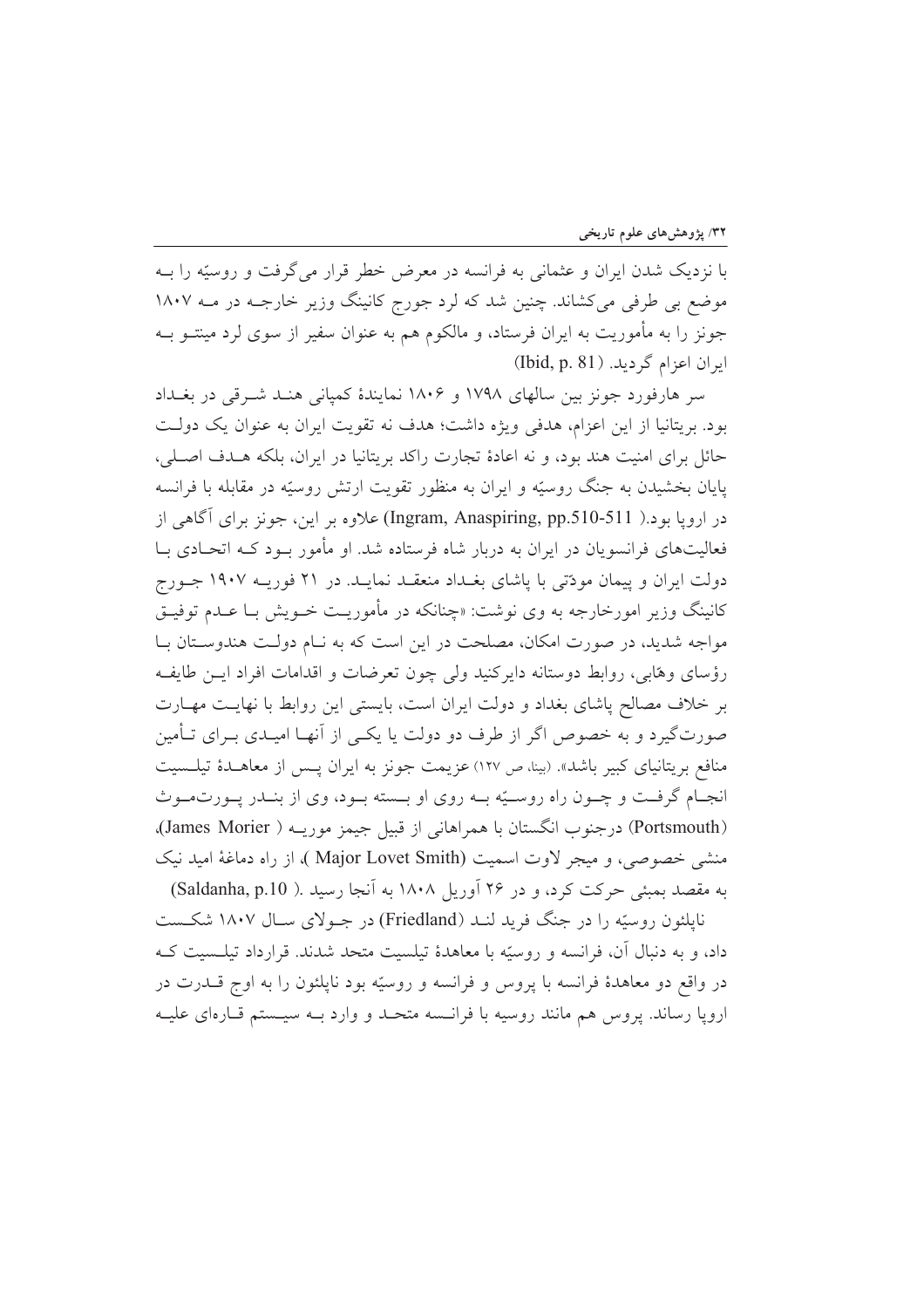با نزدیک شدن ایران و عثمانی به فرانسه در معرض خطر قرار می‌گرفت و روسیّه را بـه موضع بی طرفی می‌کشاند. چنین شد که لرد جورج کانینگ وزیر خارجـه در مـه ۱۸۰۷ جونز را به مأموریت به ایران فرستاد، و مالکوم هم به عنوان سفیر از سوی لرد مینتـو بـه ایران اعزام گردید. (Ibid, p. 81)

سر هارفورد جونز بین سالهای ۱۷۹۸ و ۱۸۰۶ نمایندهٔ کمپانی هنـد شـرقی در بغـداد بود. بریتانیا از این اعزام، هدفی ویژه داشت؛ هدف نه تقویت ایران به عنوان یک دولـت حائل برای امنیت هند بود، و نه اعادهٔ تجارت راکد بریتانیا در ایران، بلکه هـدف اصـلی، پایان بخشیدن به جنگ روسیّه و ایران به منظور تقویت ارتش روسیّه در مقابله با فرانسه در اروپا بود.( Ingram, Anaspiring, pp.510-511) علاوه بر این، جونز برای آگاهی از فعالیت‌های فرانسویان در ایران به دربار شاه فرستاده شد. او مأمور بـود کـه اتحـادی بـا دولت ایران و پیمان مودّتی با پاشای بغـداد منعقـد نمایـد. در ۲۱ فوریـه ۱۹۰۷ جـورج کانینگ وزیر امورخارجه به وی نوشت: «چنانکه در مأموریـت خـویش بـا عـدم توفیـق مواجه شدید، در صورت امکان، مصلحت در این است که به نـام دولـت هندوسـتان بـا رؤسای وهّابی، روابط دوستانه دایرکنید ولی چون تعرضات و اقدامات افراد ایـن طایفـه بر خلاف مصالح پاشای بغداد و دولت ایران است، بایستی این روابط با نهایـت مهـارت صورت‌گیرد و به خصوص اگر از طرف دو دولت یا یکـی از آنهـا امیـدی بـرای تـأمین منافع بریتانیای کبیر باشد». (بینا، ص ۱۲۷) عزیمت جونز به ایران پـس از معاهـدهٔ تیلـسیت انجـام گرفـت و چـون راه روسـیّه بـه روی او بـسته بـود، وی از بنـدر پـورت‌مـوث (Portsmouth) درجنوب انگستان با همراهانی از قبیل جیمز موریـه ( James Morier)، منشی خصوصی، و میجر لاوت اسمیت (Major Lovet Smith )، از راه دماغهٔ امید نیک به مقصد بمبئی حرکت کرد، و در ۲۶ آوریل ۱۸۰۸ به آنجا رسید .( Saldanha, p.10)

ناپلئون روسیّه را در جنگ فرید لنـد (Friedland) در جـولای سـال ۱۸۰۷ شکـست داد، و به دنبال آن، فرانسه و روسیّه با معاهدهٔ تیلسیت متحد شدند. قرارداد تیلـسیت کـه در واقع دو معاهدهٔ فرانسه با پروس و فرانسه و روسیّه بود ناپلئون را به اوج قـدرت در اروپا رساند. پروس هم مانند روسیه با فرانـسه متحـد و وارد بـه سیـستم قـاره‌ای علیـه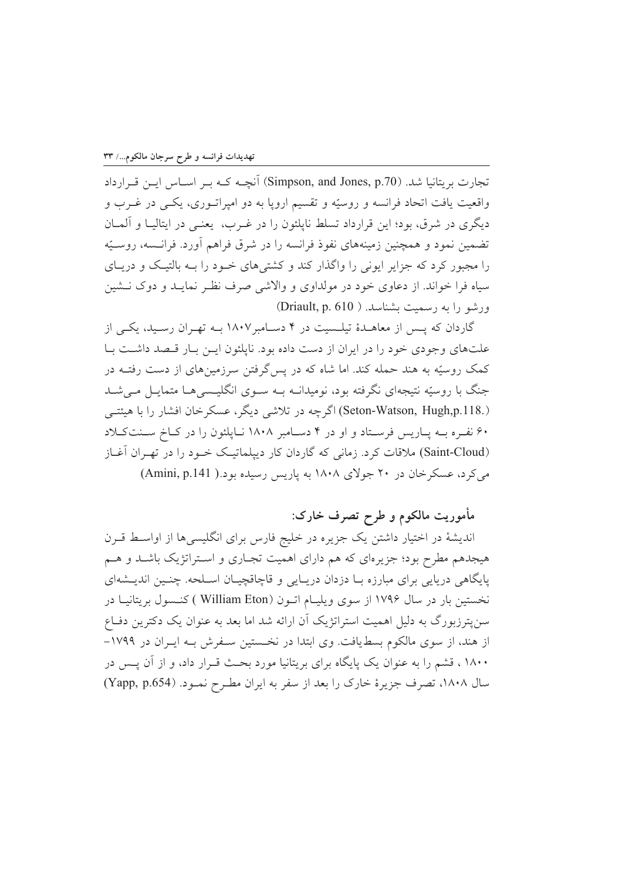تجارت بریتانیا شد. (Simpson, and Jones, p.70) آنچه که بر اساس این قرارداد واقعیت یافت اتحاد فرانسه و روسیّه و تقسیم اروپا به دو امپراتوری، یکی در غرب و دیگری در شرق، بود؛ این قرارداد تسلط ناپلئون را در غرب، یعنی در ایتالیا و آلمان تضمین نمود و همچنین زمینه‌های نفوذ فرانسه را در شرق فراهم آورد. فرانسه، روسیّه را مجبور کرد که جزایر ایونی را واگذار کند و کشتی‌های خود را به بالتیک و دریای سیاه فرا خواند. از دعاوی خود در مولداوی و والاشی صرف نظر نماید و دوک نشین ورشو را به رسمیت بشناسد. (Driault, p. 610 )

گاردان که پس از معاهدهٔ تیلسیت در ۴ دسامبر۱۸۰۷ به تهران رسید، یکی از علت‌های وجودی خود را در ایران از دست داده بود. ناپلئون این بار قصد داشت با کمک روسیّه به هند حمله کند. اما شاه که در پس‌گرفتن سرزمین‌های از دست رفته در جنگ با روسیّه نتیجه‌ای نگرفته بود، نومیدانه به سوی انگلیسی‌ها متمایل می‌شد (Seton-Watson, Hugh,p.118.) اگرچه در تلاشی دیگر، عسکرخان افشار را با هیئتی ۶۰ نفره به پاریس فرستاد و او در ۴ دسامبر ۱۸۰۸ ناپلئون را در کاخ سنت‌کلاد (Saint-Cloud) ملاقات کرد. زمانی که گاردان کار دیپلماتیک خود را در تهران آغاز می‌کرد، عسکرخان در ۲۰ جولای ۱۸۰۸ به پاریس رسیده بود.( Amini, p.141)

## مأموریت مالکوم و طرح تصرف خارک:

اندیشهٔ در اختیار داشتن یک جزیره در خلیج فارس برای انگلیسی‌ها از اواسط قرن هیجدهم مطرح بود؛ جزیره‌ای که هم دارای اهمیت تجاری و استراتژیک باشد و هم پایگاهی دریایی برای مبارزه با دزدان دریایی و قاچاقچیان اسلحه. چنین اندیشه‌ای نخستین بار در سال ۱۷۹۶ از سوی ویلیام اتون (William Eton ) کنسول بریتانیا در سن‌پترزبورگ به دلیل اهمیت استراتژیک آن ارائه شد اما بعد به عنوان یک دکترین دفاع از هند، از سوی مالکوم بسط یافت. وی ابتدا در نخستین سفرش به ایران در ۱۷۹۹–۱۸۰۰ ، قشم را به عنوان یک پایگاه برای بریتانیا مورد بحث قرار داد، و از آن پس در سال ۱۸۰۸، تصرف جزیرهٔ خارک را بعد از سفر به ایران مطرح نمود. (Yapp, p.654)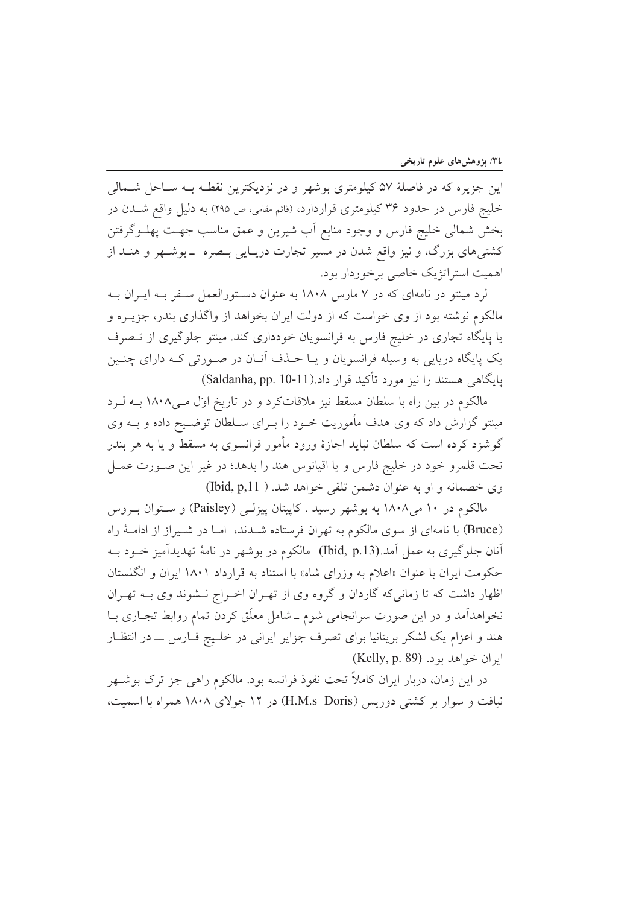این جزیره که در فاصلهٔ ۵۷ کیلومتری بوشهر و در نزدیکترین نقطه به ساحل شمالی خلیج فارس در حدود ۳۶ کیلومتری قراردارد، (قائم مقامی، ص ۲۹۵) به دلیل واقع شدن در بخش شمالی خلیج فارس و وجود منابع آب شیرین و عمق مناسب جهت پهلوگرفتن کشتی‌های بزرگ، و نیز واقع شدن در مسیر تجارت دریایی بصره ـ بوشهر و هند از اهمیت استراتژیک خاصی برخوردار بود.

لرد مینتو در نامه‌ای که در ۷ مارس ۱۸۰۸ به عنوان دستورالعمل سفر به ایران به مالکوم نوشته بود از وی خواست که از دولت ایران بخواهد از واگذاری بندر، جزیره و یا پایگاه تجاری در خلیج فارس به فرانسویان خودداری کند. مینتو جلوگیری از تصرف یک پایگاه دریایی به وسیله فرانسویان و یا حذف آنان در صورتی که دارای چنین پایگاهی هستند را نیز مورد تأکید قرار داد.(Saldanha, pp. 10-11)

مالکوم در بین راه با سلطان مسقط نیز ملاقات‌کرد و در تاریخ اوّل می‌۱۸۰۸ به لرد مینتو گزارش داد که وی هدف مأموریت خود را برای سلطان توضیح داده و به وی گوشزد کرده است که سلطان نباید اجازهٔ ورود مأمور فرانسوی به مسقط و یا به هر بندر تحت قلمرو خود در خلیج فارس و یا اقیانوس هند را بدهد؛ در غیر این صورت عمل وی خصمانه و او به عنوان دشمن تلقی خواهد شد. (Ibid, p,11)

مالکوم در ۱۰ می‌۱۸۰۸ به بوشهر رسید . کاپیتان پیزلی (Paisley) و ستوان بروس (Bruce) با نامه‌ای از سوی مالکوم به تهران فرستاده شدند، اما در شیراز از ادامهٔ راه آنان جلوگیری به عمل آمد.(Ibid, p.13) مالکوم در بوشهر در نامهٔ تهدیدآمیز خود به حکومت ایران با عنوان «اعلام به وزرای شاه» با استناد به قرارداد ۱۸۰۱ ایران و انگلستان اظهار داشت که تا زمانی‌که گاردان و گروه وی از تهران اخراج نشوند وی به تهران نخواهدآمد و در این صورت سرانجامی شوم ـ شامل معلّق کردن تمام روابط تجاری با هند و اعزام یک لشکر بریتانیا برای تصرف جزایر ایرانی در خلیج فارس ــ در انتظار ایران خواهد بود. (Kelly, p. 89)

در این زمان، دربار ایران کاملاً تحت نفوذ فرانسه بود. مالکوم راهی جز ترک بوشهر نیافت و سوار بر کشتی دوریس (H.M.s Doris) در ۱۲ جولای ۱۸۰۸ همراه با اسمیت،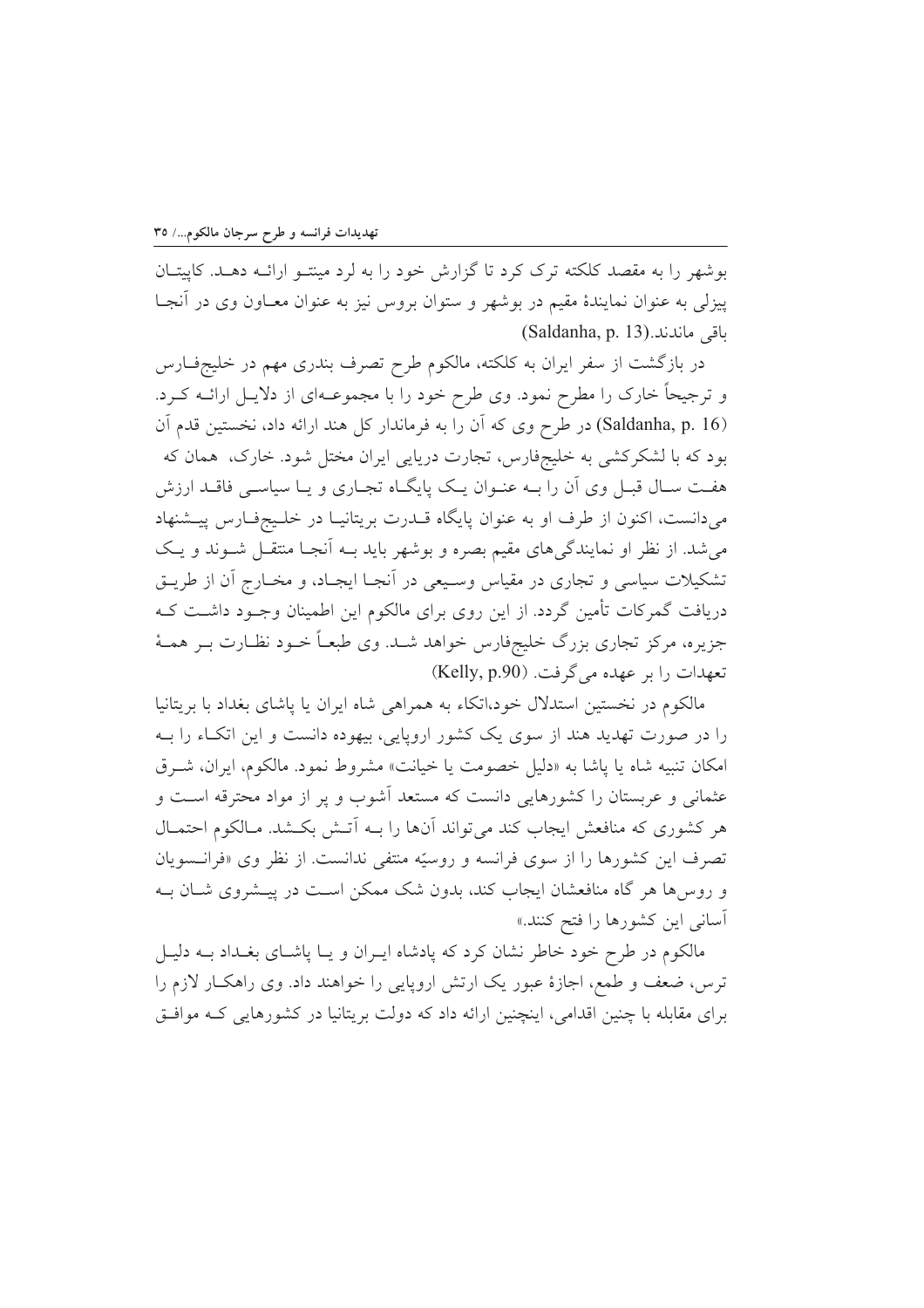بوشهر را به مقصد کلکته ترک کرد تا گزارش خود را به لرد مینتو ارائه دهد. کاپیتان پیزلی به عنوان نمایندۀ مقیم در بوشهر و ستوان بروس نیز به عنوان معاون وی در آنجا باقی ماندند.(Saldanha, p. 13)

در بازگشت از سفر ایران به کلکته، مالکوم طرح تصرف بندری مهم در خلیج‌فارس و ترجیحاً خارک را مطرح نمود. وی طرح خود را با مجموعه‌ای از دلایل ارائه کرد. (Saldanha, p. 16) در طرح وی که آن را به فرماندار کل هند ارائه داد، نخستین قدم آن بود که با لشکرکشی به خلیج‌فارس، تجارت دریایی ایران مختل شود. خارک، همان که هفت سال قبل وی آن را به عنوان یک پایگاه تجاری و یا سیاسی فاقد ارزش می‌دانست، اکنون از طرف او به عنوان پایگاه قدرت بریتانیا در خلیج‌فارس پیشنهاد می‌شد. از نظر او نمایندگی‌های مقیم بصره و بوشهر باید به آنجا منتقل شوند و یک تشکیلات سیاسی و تجاری در مقیاس وسیعی در آنجا ایجاد، و مخارج آن از طریق دریافت گمرکات تأمین گردد. از این روی برای مالکوم این اطمینان وجود داشت که جزیره، مرکز تجاری بزرگ خلیج‌فارس خواهد شد. وی طبعاً خود نظارت بر همۀ تعهدات را بر عهده می‌گرفت. (Kelly, p.90)

مالکوم در نخستین استدلال خود،اتکاء به همراهی شاه ایران یا پاشای بغداد با بریتانیا را در صورت تهدید هند از سوی یک کشور اروپایی، بیهوده دانست و این اتکاء را به امکان تنبیه شاه یا پاشا به «دلیل خصومت یا خیانت» مشروط نمود. مالکوم، ایران، شرق عثمانی و عربستان را کشورهایی دانست که مستعد آشوب و پر از مواد محترقه است و هر کشوری که منافعش ایجاب کند می‌تواند آن‌ها را به آتش بکشد. مالکوم احتمال تصرف این کشورها را از سوی فرانسه و روسیّه منتفی ندانست. از نظر وی «فرانسویان و روس‌ها هر گاه منافعشان ایجاب کند، بدون شک ممکن است در پیشروی شان به آسانی این کشورها را فتح کنند.»

مالکوم در طرح خود خاطر نشان کرد که پادشاه ایران و یا پاشای بغداد به دلیل ترس، ضعف و طمع، اجازۀ عبور یک ارتش اروپایی را خواهند داد. وی راهکار لازم را برای مقابله با چنین اقدامی، اینچنین ارائه داد که دولت بریتانیا در کشورهایی که موافق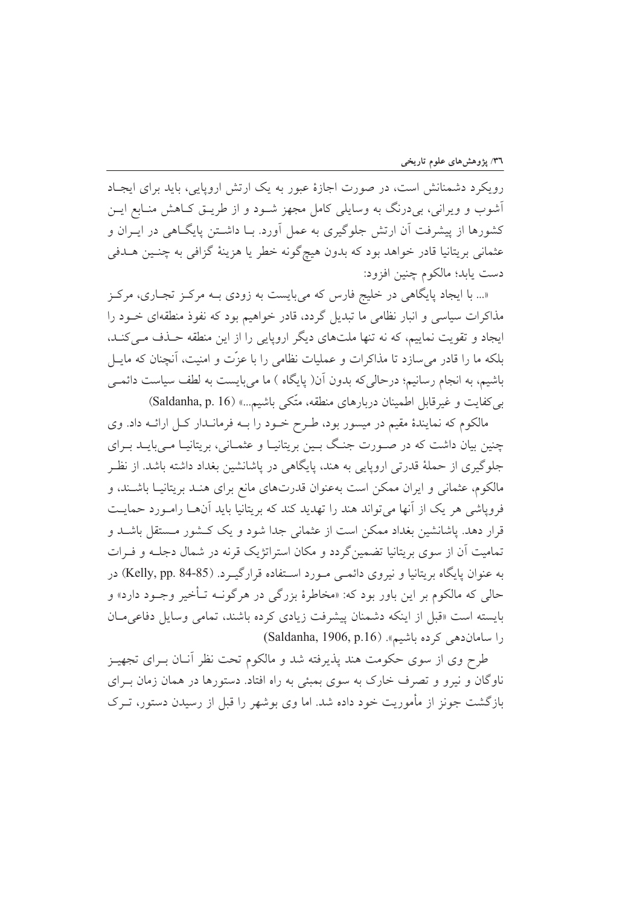رویکرد دشمنانش است، در صورت اجازهٔ عبور به یک ارتش اروپایی، باید برای ایجاد آشوب و ویرانی، بی‌درنگ به وسایلی کامل مجهز شود و از طریق کاهش منابع این کشورها از پیشرفت آن ارتش جلوگیری به عمل آورد. با داشتن پایگاهی در ایران و عثمانی بریتانیا قادر خواهد بود که بدون هیچ‌گونه خطر یا هزینهٔ گزافی به چنین هدفی دست یابد؛ مالکوم چنین افزود:

«... با ایجاد پایگاهی در خلیج فارس که می‌بایست به زودی به مرکز تجاری، مرکز مذاکرات سیاسی و انبار نظامی ما تبدیل گردد، قادر خواهیم بود که نفوذ منطقه‌ای خود را ایجاد و تقویت نماییم، که نه تنها ملت‌های دیگر اروپایی را از این منطقه حذف می‌کند، بلکه ما را قادر می‌سازد تا مذاکرات و عملیات نظامی را با عزّت و امنیت، آنچنان که مایل باشیم، به انجام رسانیم؛ درحالی‌که بدون آن( پایگاه ) ما می‌بایست به لطف سیاست دائمی بی‌کفایت و غیرقابل اطمینان دربارهای منطقه، متّکی باشیم...» (Saldanha, p. 16)

مالکوم که نمایندهٔ مقیم در میسور بود، طرح خود را به فرماندار کل ارائه داد. وی چنین بیان داشت که در صورت جنگ بین بریتانیا و عثمانی، بریتانیا می‌باید برای جلوگیری از حملهٔ قدرتی اروپایی به هند، پایگاهی در پاشانشین بغداد داشته باشد. از نظر مالکوم، عثمانی و ایران ممکن است به‌عنوان قدرت‌های مانع برای هند بریتانیا باشند، و فروپاشی هر یک از آنها می‌تواند هند را تهدید کند که بریتانیا باید آن‌ها رامورد حمایت قرار دهد. پاشانشین بغداد ممکن است از عثمانی جدا شود و یک کشور مستقل باشد و تمامیت آن از سوی بریتانیا تضمین‌گردد و مکان استراتژیک قرنه در شمال دجله و فرات به عنوان پایگاه بریتانیا و نیروی دائمی مورد استفاده قرارگیرد. (Kelly, pp. 84-85) در حالی که مالکوم بر این باور بود که: «مخاطرهٔ بزرگی در هرگونه تأخیر وجود دارد» و بایسته است «قبل از اینکه دشمنان پیشرفت زیادی کرده باشند، تمامی وسایل دفاعی‌مان را سامان‌دهی کرده باشیم». (Saldanha, 1906, p.16)

طرح وی از سوی حکومت هند پذیرفته شد و مالکوم تحت نظر آنان برای تجهیز ناوگان و نیرو و تصرف خارک به سوی بمبئی به راه افتاد. دستورها در همان زمان برای بازگشت جونز از مأموریت خود داده شد. اما وی بوشهر را قبل از رسیدن دستور، ترک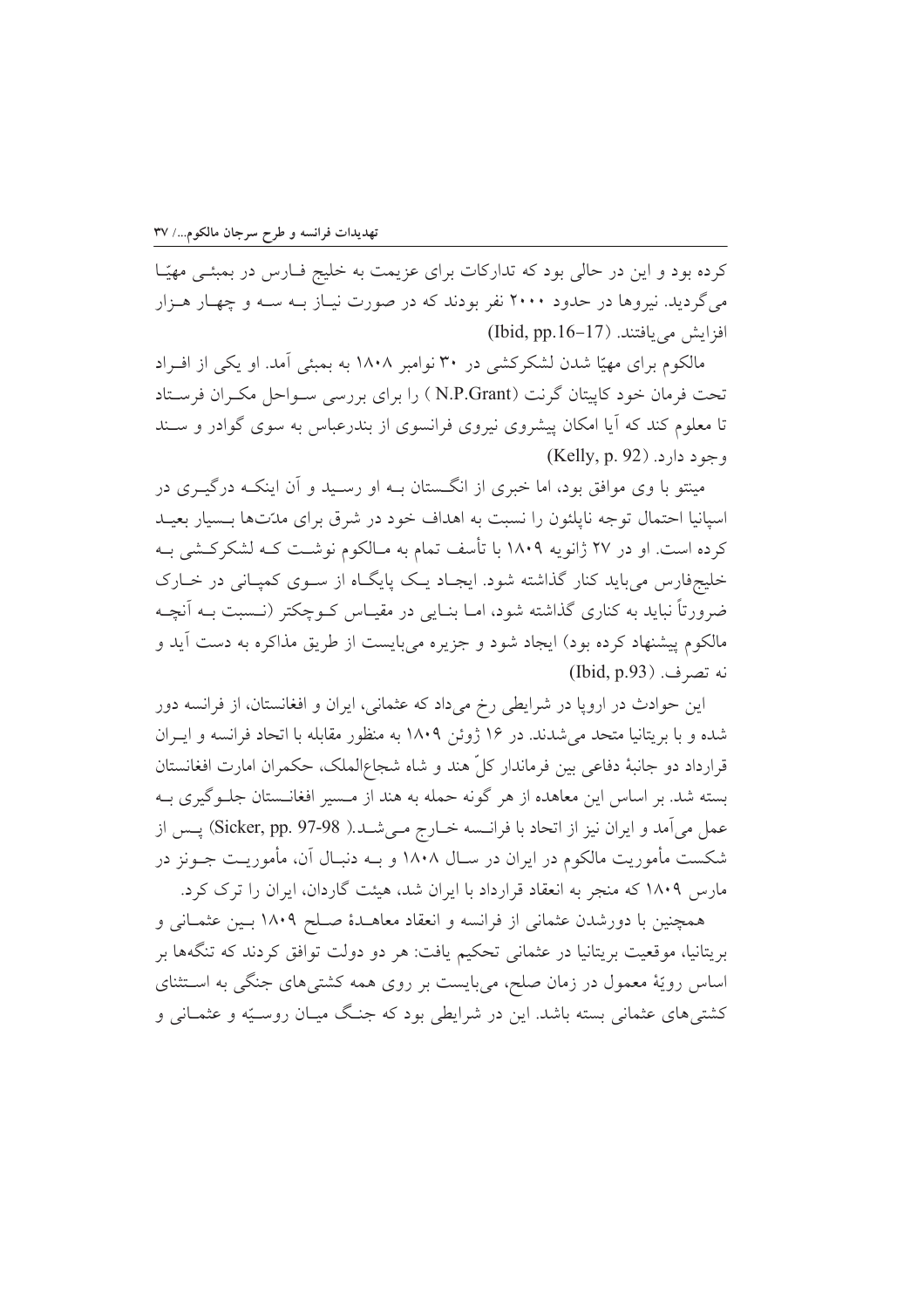کرده بود و این در حالی بود که تدارکات برای عزیمت به خلیج فـارس در بمبئـی مهیّـا می‌گردید. نیروها در حدود ۲۰۰۰ نفر بودند که در صورت نیـاز بـه سـه و چهـار هـزار افزایش می‌یافتند. (Ibid, pp.16–17)

مالکوم برای مهیّا شدن لشکرکشی در ۳۰ نوامبر ۱۸۰۸ به بمبئی آمد. او یکی از افـراد تحت فرمان خود کاپیتان گرنت (N.P.Grant) را برای بررسی سـواحل مکـران فرسـتاد تا معلوم کند که آیا امکان پیشروی نیروی فرانسوی از بندرعباس به سوی گوادر و سـند وجود دارد. (Kelly, p. 92)

مینتو با وی موافق بود، اما خبری از انگـستان بـه او رسـید و آن اینکـه درگیـری در اسپانیا احتمال توجه ناپلئون را نسبت به اهداف خود در شرق برای مدّت‌ها بـسیار بعیـد کرده است. او در ۲۷ ژانویه ۱۸۰۹ با تأسف تمام به مـالکوم نوشـت کـه لشکرکـشی بـه خلیج‌فارس می‌باید کنار گذاشته شود. ایجـاد یـک پایگـاه از سـوی کمپـانی در خـارک ضرورتاً نباید به کناری گذاشته شود، امـا بنـایی در مقیـاس کـوچکتر (نـسبت بـه آنچـه مالکوم پیشنهاد کرده بود) ایجاد شود و جزیره می‌بایست از طریق مذاکره به دست آید و نه تصرف. (Ibid, p.93)

این حوادث در اروپا در شرایطی رخ می‌داد که عثمانی، ایران و افغانستان، از فرانسه دور شده و با بریتانیا متحد می‌شدند. در ۱۶ ژوئن ۱۸۰۹ به منظور مقابله با اتحاد فرانسه و ایـران قرارداد دو جانبهٔ دفاعی بین فرماندار کلّ هند و شاه شجاع‌الملک، حکمران امارت افغانستان بسته شد. بر اساس این معاهده از هر گونه حمله به هند از مـسیر افغانـستان جلـوگیری بـه عمل می‌آمد و ایران نیز از اتحاد با فرانـسه خـارج مـی‌شـد.( Sicker, pp. 97-98) پـس از شکست مأموریت مالکوم در ایران در سـال ۱۸۰۸ و بـه دنبـال آن، مأموریـت جـونز در مارس ۱۸۰۹ که منجر به انعقاد قرارداد با ایران شد، هیئت گاردان، ایران را ترک کرد.

همچنین با دورشدن عثمانی از فرانسه و انعقاد معاهـدهٔ صـلح ۱۸۰۹ بـین عثمـانی و بریتانیا، موقعیت بریتانیا در عثمانی تحکیم یافت: هر دو دولت توافق کردند که تنگه‌ها بر اساس رویّهٔ معمول در زمان صلح، می‌بایست بر روی همه کشتی‌های جنگی به اسـتثنای کشتی‌های عثمانی بسته باشد. این در شرایطی بود که جنـگ میـان روسـیّه و عثمـانی و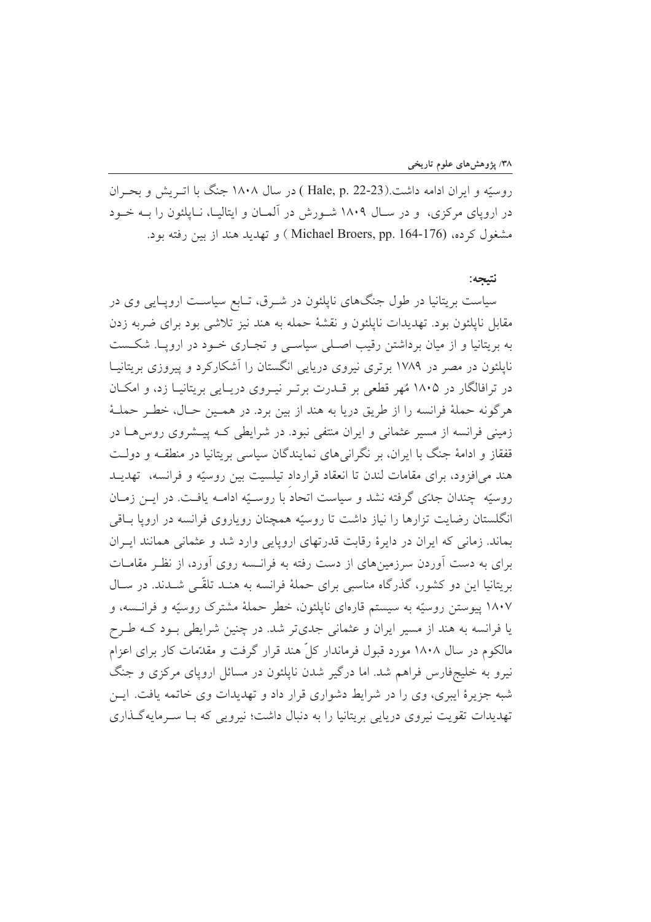روسیّه و ایران ادامه داشت.(Hale, p. 22-23 ) در سال ۱۸۰۸ جنگ با اتـریش و بحـران در اروپای مرکزی، و در سـال ۱۸۰۹ شـورش در آلمـان و ایتالیـا، نـاپلئون را بـه خـود مشغول کرده، (Michael Broers, pp. 164-176 ) و تهدید هند از بین رفته بود.

## نتیجه:

سیاست بریتانیا در طول جنگ‌های ناپلئون در شـرق، تـابع سیاسـت اروپـایی وی در مقابل ناپلئون بود. تهدیدات ناپلئون و نقشهٔ حمله به هند نیز تلاشی بود برای ضربه زدن به بریتانیا و از میان برداشتن رقیب اصـلی سیاسـی و تجـاری خـود در اروپـا. شکـست ناپلئون در مصر در ۱۷۸۹ برتری نیروی دریایی انگلستان را آشکارکرد و پیروزی بریتانیـا در ترافالگار در ۱۸۰۵ مُهر قطعی بر قـدرت برتـر نیـروی دریـایی بریتانیـا زد، و امکـان هرگونه حملهٔ فرانسه را از طریق دریا به هند از بین برد. در همـین حـال، خطـر حملـهٔ زمینی فرانسه از مسیر عثمانی و ایران منتفی نبود. در شرایطی کـه پیـشروی روس‌هـا در قفقاز و ادامهٔ جنگ با ایران، بر نگرانی‌های نمایندگان سیاسی بریتانیا در منطقـه و دولـت هند می‌افزود، برای مقامات لندن تا انعقاد قرارداد تیلسیت بین روسیّه و فرانسه، تهدیـد روسیّه چندان جدّی گرفته نشد و سیاست اتحاد با روسـیّه ادامـه یافـت. در ایـن زمـان انگلستان رضایت تزارها را نیاز داشت تا روسیّه همچنان رویاروی فرانسه در اروپا بـاقی بماند. زمانی که ایران در دایرهٔ رقابت قدرتهای اروپایی وارد شد و عثمانی همانند ایـران برای به دست آوردن سرزمین‌های از دست رفته به فرانـسه روی آورد، از نظـر مقامـات بریتانیا این دو کشور، گذرگاه مناسبی برای حملهٔ فرانسه به هنـد تلقّـی شـدند. در سـال ۱۸۰۷ پیوستن روسیّه به سیستم قاره‌ای ناپلئون، خطر حملهٔ مشترک روسیّه و فرانـسه، و یا فرانسه به هند از مسیر ایران و عثمانی جدی‌تر شد. در چنین شرایطی بـود کـه طـرح مالکوم در سال ۱۸۰۸ مورد قبول فرماندار کلّ هند قرار گرفت و مقدّمات کار برای اعزام نیرو به خلیج‌فارس فراهم شد. اما درگیر شدن ناپلئون در مسائل اروپای مرکزی و جنگ شبه جزیرهٔ ایبری، وی را در شرایط دشواری قرار داد و تهدیدات وی خاتمه یافت. ایـن تهدیدات تقویت نیروی دریایی بریتانیا را به دنبال داشت؛ نیرویی که بـا سـرمایه‌گـذاری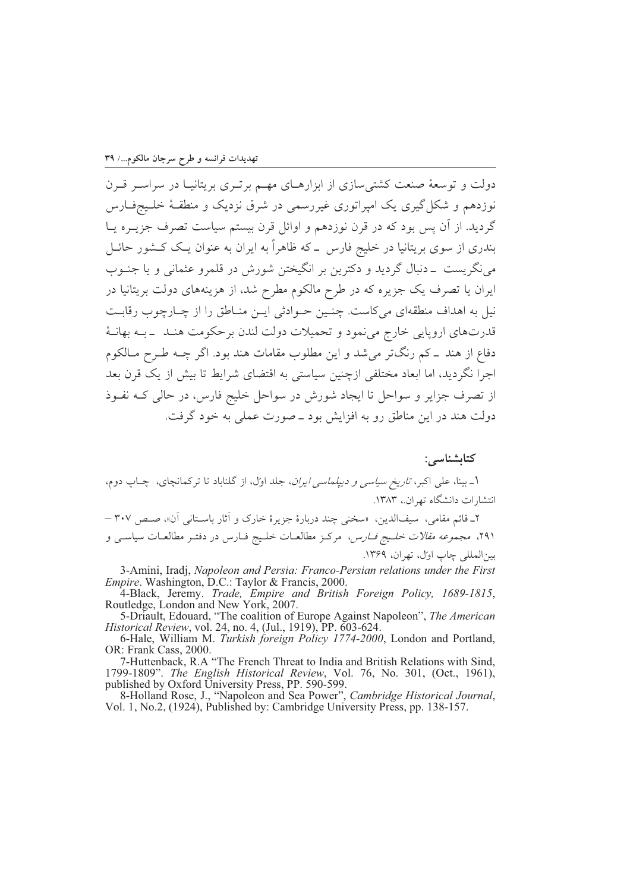دولت و توسعهٔ صنعت کشتی‌سازی از ابزارهای مهم برتری بریتانیا در سراسر قرن نوزدهم و شکل‌گیری یک امپراتوری غیررسمی در شرق نزدیک و منطقهٔ خلیج‌فارس گردید. از آن پس بود که در قرن نوزدهم و اوائل قرن بیستم سیاست تصرف جزیره یا بندری از سوی بریتانیا در خلیج فارس ـ که ظاهراً به ایران به عنوان یک کشور حائل می‌نگریست ـ دنبال گردید و دکترین بر انگیختن شورش در قلمرو عثمانی و یا جنوب ایران یا تصرف یک جزیره که در طرح مالکوم مطرح شد، از هزینه‌های دولت بریتانیا در نیل به اهداف منطقه‌ای می‌کاست. چنین حوادثی این مناطق را از چارچوب رقابت قدرت‌های اروپایی خارج می‌نمود و تحمیلات دولت لندن برحکومت هند ـ به بهانهٔ دفاع از هند ـ کم رنگ‌تر می‌شد و این مطلوب مقامات هند بود. اگر چه طرح مالکوم اجرا نگردید، اما ابعاد مختلفی ازچنین سیاستی به اقتضای شرایط تا بیش از یک قرن بعد از تصرف جزایر و سواحل تا ایجاد شورش در سواحل خلیج فارس، در حالی که نفوذ دولت هند در این مناطق رو به افزایش بود ـ صورت عملی به خود گرفت.

**کتابشناسی:**

۱ـ بینا، علی اکبر، *تاریخ سیاسی و دیپلماسی ایران*، جلد اول، از گلناباد تا ترکمانچای، چاپ دوم، انتشارات دانشگاه تهران، ۱۳۸۳.

۲ـ قائم مقامی، سیف‌الدین، «سخنی چند دربارهٔ جزیرهٔ خارک و آثار باستانی آن»، صص ۳۰۷ – ۲۹۱، *مجموعه مقالات خلیج فارس*، مرکز مطالعات خلیج فارس در دفتر مطالعات سیاسی و بین‌المللی چاپ اول، تهران، ۱۳۶۹.

3-Amini, Iradj, *Napoleon and Persia: Franco-Persian relations under the First Empire*. Washington, D.C.: Taylor & Francis, 2000.

4-Black, Jeremy. *Trade, Empire and British Foreign Policy, 1689-1815*, Routledge, London and New York, 2007.

5-Driault, Edouard, "The coalition of Europe Against Napoleon", *The American Historical Review*, vol. 24, no. 4, (Jul., 1919), PP. 603-624.

6-Hale, William M. *Turkish foreign Policy 1774-2000*, London and Portland, OR: Frank Cass, 2000.

7-Huttenback, R.A "The French Threat to India and British Relations with Sind, 1799-1809". *The English Historical Review*, Vol. 76, No. 301, (Oct., 1961), published by Oxford University Press, PP. 590-599.

8-Holland Rose, J., "Napoleon and Sea Power", *Cambridge Historical Journal*, Vol. 1, No.2, (1924), Published by: Cambridge University Press, pp. 138-157.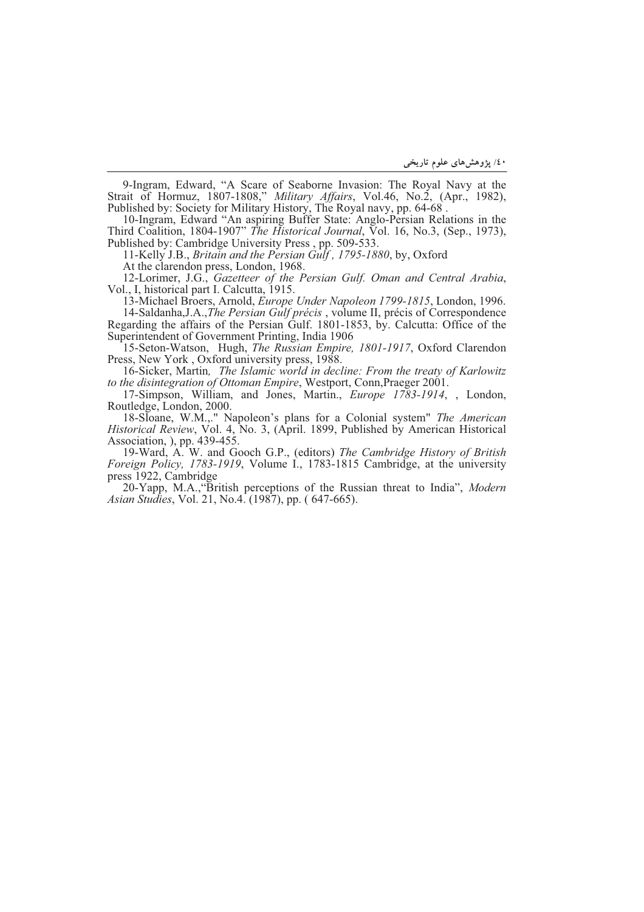9-Ingram, Edward, “A Scare of Seaborne Invasion: The Royal Navy at the Strait of Hormuz, 1807-1808,” *Military Affairs*, Vol.46, No.2, (Apr., 1982), Published by: Society for Military History, The Royal navy, pp. 64-68 .

10-Ingram, Edward “An aspiring Buffer State: Anglo-Persian Relations in the Third Coalition, 1804-1907” *The Historical Journal*, Vol. 16, No.3, (Sep., 1973), Published by: Cambridge University Press , pp. 509-533.

11-Kelly J.B., *Britain and the Persian Gulf , 1795-1880*, by, Oxford At the clarendon press, London, 1968.

12-Lorimer, J.G., *Gazetteer of the Persian Gulf. Oman and Central Arabia*, Vol., I, historical part I. Calcutta, 1915.

13-Michael Broers, Arnold, *Europe Under Napoleon 1799-1815*, London, 1996.

14-Saldanha,J.A.,*The Persian Gulf précis* , volume II, précis of Correspondence Regarding the affairs of the Persian Gulf. 1801-1853, by. Calcutta: Office of the Superintendent of Government Printing, India 1906

15-Seton-Watson, Hugh, *The Russian Empire, 1801-1917*, Oxford Clarendon Press, New York , Oxford university press, 1988.

16-Sicker, Martin*, The Islamic world in decline: From the treaty of Karlowitz to the disintegration of Ottoman Empire*, Westport, Conn,Praeger 2001.

17-Simpson, William, and Jones, Martin., *Europe 1783-1914*, , London, Routledge, London, 2000.

18-Sloane, W.M.,." Napoleon’s plans for a Colonial system" *The American Historical Review*, Vol. 4, No. 3, (April. 1899, Published by American Historical Association, ), pp. 439-455.

19-Ward, A. W. and Gooch G.P., (editors) *The Cambridge History of British Foreign Policy, 1783-1919*, Volume I., 1783-1815 Cambridge, at the university press 1922, Cambridge

20-Yapp, M.A.,“British perceptions of the Russian threat to India”, *Modern Asian Studies*, Vol. 21, No.4. (1987), pp. ( 647-665).